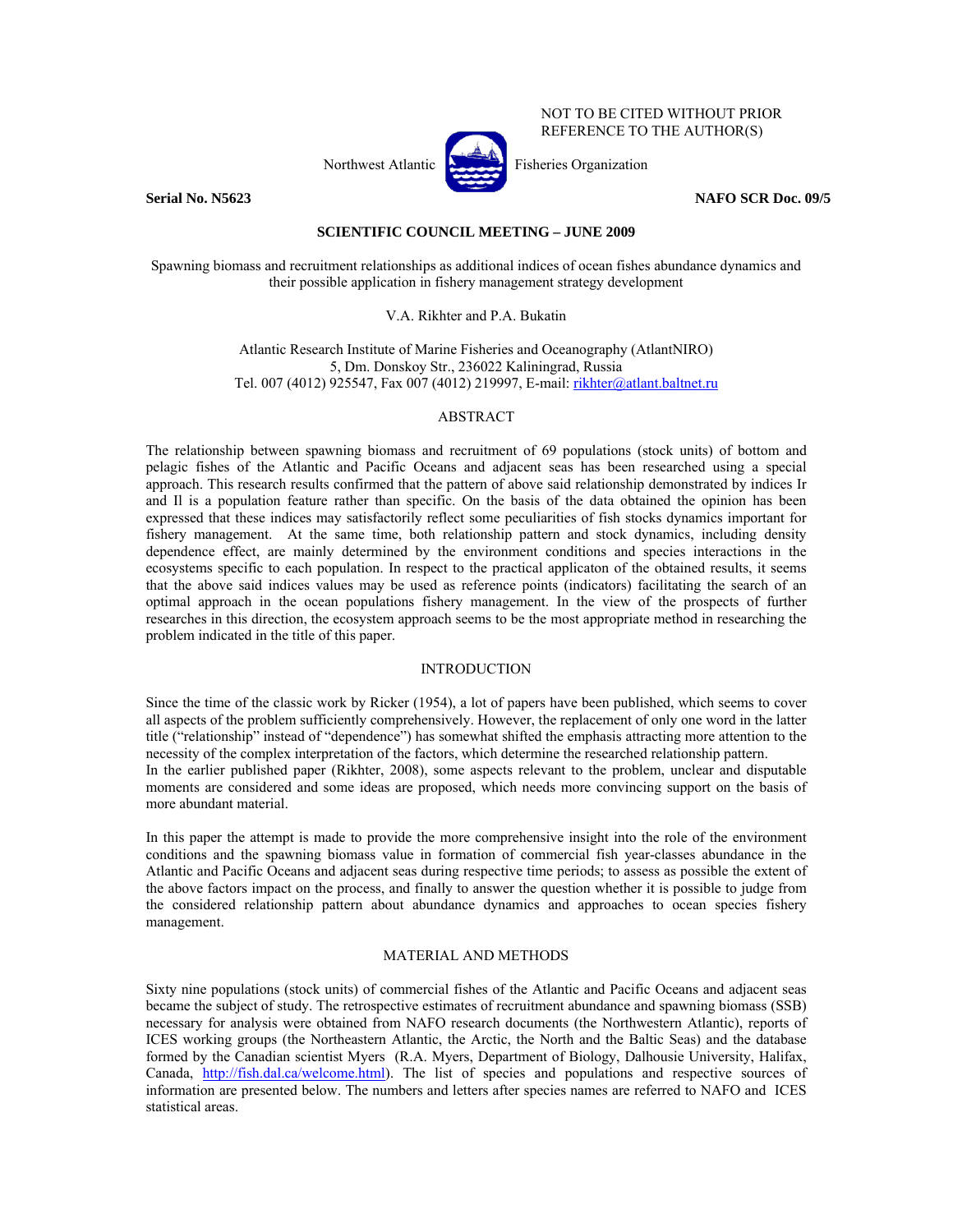NOT TO BE CITED WITHOUT PRIOR REFERENCE TO THE AUTHOR(S)

Northwest Atlantic Fisheries Organization

**Serial No. N5623** **NAFO SCR Doc. 09/5**

**SCIENTIFIC COUNCIL MEETING – JUNE 2009**

Spawning biomass and recruitment relationships as additional indices of ocean fishes abundance dynamics and their possible application in fishery management strategy development

V.A. Rikhter and P.A. Bukatin

Atlantic Research Institute of Marine Fisheries and Oceanography (AtlantNIRO)
5, Dm. Donskoy Str., 236022 Kaliningrad, Russia
Tel. 007 (4012) 925547, Fax 007 (4012) 219997, E-mail: rikhter@atlant.baltnet.ru

## ABSTRACT

The relationship between spawning biomass and recruitment of 69 populations (stock units) of bottom and pelagic fishes of the Atlantic and Pacific Oceans and adjacent seas has been researched using a special approach. This research results confirmed that the pattern of above said relationship demonstrated by indices Ir and Il is a population feature rather than specific. On the basis of the data obtained the opinion has been expressed that these indices may satisfactorily reflect some peculiarities of fish stocks dynamics important for fishery management. At the same time, both relationship pattern and stock dynamics, including density dependence effect, are mainly determined by the environment conditions and species interactions in the ecosystems specific to each population. In respect to the practical applicaton of the obtained results, it seems that the above said indices values may be used as reference points (indicators) facilitating the search of an optimal approach in the ocean populations fishery management. In the view of the prospects of further researches in this direction, the ecosystem approach seems to be the most appropriate method in researching the problem indicated in the title of this paper.

## INTRODUCTION

Since the time of the classic work by Ricker (1954), a lot of papers have been published, which seems to cover all aspects of the problem sufficiently comprehensively. However, the replacement of only one word in the latter title ("relationship" instead of "dependence") has somewhat shifted the emphasis attracting more attention to the necessity of the complex interpretation of the factors, which determine the researched relationship pattern.
In the earlier published paper (Rikhter, 2008), some aspects relevant to the problem, unclear and disputable moments are considered and some ideas are proposed, which needs more convincing support on the basis of more abundant material.

In this paper the attempt is made to provide the more comprehensive insight into the role of the environment conditions and the spawning biomass value in formation of commercial fish year-classes abundance in the Atlantic and Pacific Oceans and adjacent seas during respective time periods; to assess as possible the extent of the above factors impact on the process, and finally to answer the question whether it is possible to judge from the considered relationship pattern about abundance dynamics and approaches to ocean species fishery management.

## MATERIAL AND METHODS

Sixty nine populations (stock units) of commercial fishes of the Atlantic and Pacific Oceans and adjacent seas became the subject of study. The retrospective estimates of recruitment abundance and spawning biomass (SSB) necessary for analysis were obtained from NAFO research documents (the Northwestern Atlantic), reports of ICES working groups (the Northeastern Atlantic, the Arctic, the North and the Baltic Seas) and the database formed by the Canadian scientist Myers (R.A. Myers, Department of Biology, Dalhousie University, Halifax, Canada, http://fish.dal.ca/welcome.html). The list of species and populations and respective sources of information are presented below. The numbers and letters after species names are referred to NAFO and ICES statistical areas.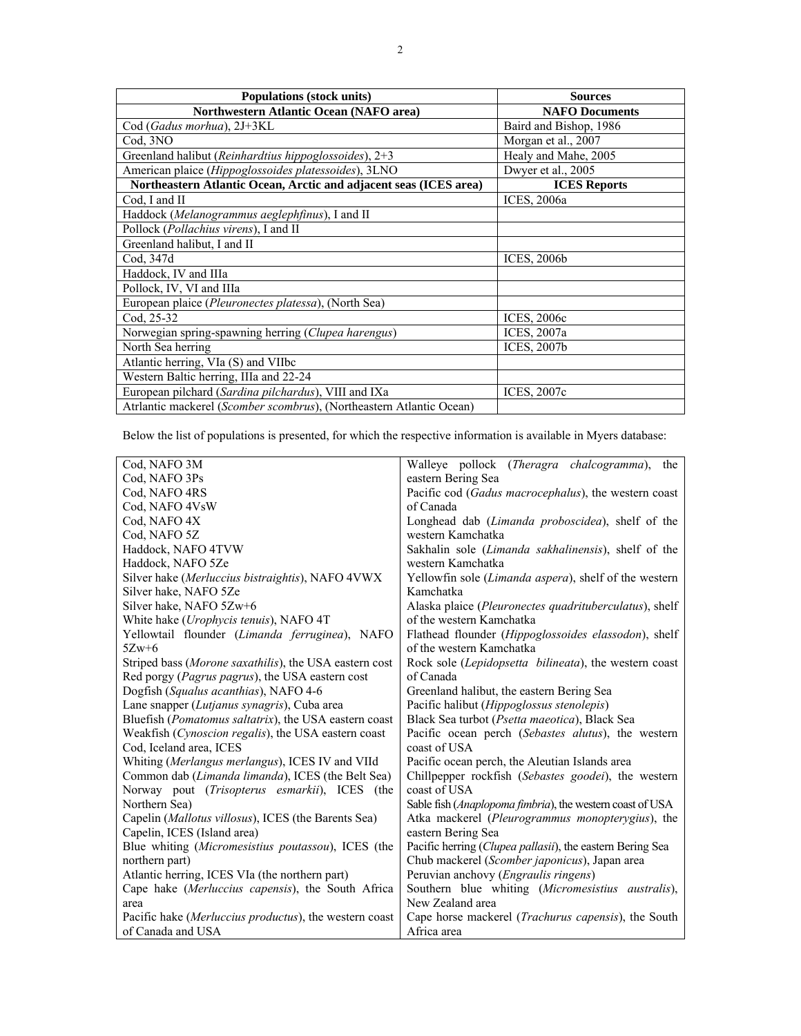| Populations (stock units) | Sources |
|---|---|
| **Northwestern Atlantic Ocean (NAFO area)** | **NAFO Documents** |
| Cod (*Gadus morhua*), 2J+3KL | Baird and Bishop, 1986 |
| Cod, 3NO | Morgan et al., 2007 |
| Greenland halibut (*Reinhardtius hippoglossoides*), 2+3 | Healy and Mahe, 2005 |
| American plaice (*Hippoglossoides platessoides*), 3LNO | Dwyer et al., 2005 |
| **Northeastern Atlantic Ocean, Arctic and adjacent seas (ICES area)** | **ICES Reports** |
| Cod, I and II | ICES, 2006a |
| Haddock (*Melanogrammus aeglephfinus*), I and II | |
| Pollock (*Pollachius virens*), I and II | |
| Greenland halibut, I and II | |
| Cod, 347d | ICES, 2006b |
| Haddock, IV and IIIa | |
| Pollock, IV, VI and IIIa | |
| European plaice (*Pleuronectes platessa*), (North Sea) | |
| Cod, 25-32 | ICES, 2006c |
| Norwegian spring-spawning herring (*Clupea harengus*) | ICES, 2007a |
| North Sea herring | ICES, 2007b |
| Atlantic herring, VIa (S) and VIIbc | |
| Western Baltic herring, IIIa and 22-24 | |
| European pilchard (*Sardina pilchardus*), VIII and IXa | ICES, 2007c |
| Atrlantic mackerel (*Scomber scombrus*), (Northeastern Atlantic Ocean) | |

Below the list of populations is presented, for which the respective information is available in Myers database:

| | |
|---|---|
| Cod, NAFO 3M | Walleye pollock (*Theragra chalcogramma*), the eastern Bering Sea |
| Cod, NAFO 3Ps | Pacific cod (*Gadus macrocephalus*), the western coast of Canada |
| Cod, NAFO 4RS | Longhead dab (*Limanda proboscidea*), shelf of the western Kamchatka |
| Cod, NAFO 4VsW | Sakhalin sole (*Limanda sakhalinensis*), shelf of the western Kamchatka |
| Cod, NAFO 4X | Yellowfin sole (*Limanda aspera*), shelf of the western Kamchatka |
| Cod, NAFO 5Z | Alaska plaice (*Pleuronectes quadrituberculatus*), shelf of the western Kamchatka |
| Haddock, NAFO 4TVW | Flathead flounder (*Hippoglossoides elassodon*), shelf of the western Kamchatka |
| Haddock, NAFO 5Ze | Rock sole (*Lepidopsetta bilineata*), the western coast of Canada |
| Silver hake (*Merluccius bistraightis*), NAFO 4VWX | Greenland halibut, the eastern Bering Sea |
| Silver hake, NAFO 5Ze | Pacific halibut (*Hippoglossus stenolepis*) |
| Silver hake, NAFO 5Zw+6 | Black Sea turbot (*Psetta maeotica*), Black Sea |
| White hake (*Urophycis tenuis*), NAFO 4T | Pacific ocean perch (*Sebastes alutus*), the western coast of USA |
| Yellowtail flounder (*Limanda ferruginea*), NAFO 5Zw+6 | Pacific ocean perch, the Aleutian Islands area |
| Striped bass (*Morone saxathilis*), the USA eastern cost | Chillpepper rockfish (*Sebastes goodei*), the western coast of USA |
| Red porgy (*Pagrus pagrus*), the USA eastern cost | Sable fish (*Anaplopoma fimbria*), the western coast of USA |
| Dogfish (*Squalus acanthias*), NAFO 4-6 | Atka mackerel (*Pleurogrammus monopterygius*), the eastern Bering Sea |
| Lane snapper (*Lutjanus synagris*), Cuba area | Pacific herring (*Clupea pallasii*), the eastern Bering Sea |
| Bluefish (*Pomatomus saltatrix*), the USA eastern coast | Chub mackerel (*Scomber japonicus*), Japan area |
| Weakfish (*Cynoscion regalis*), the USA eastern coast | Peruvian anchovy (*Engraulis ringens*) |
| Cod, Iceland area, ICES | Southern blue whiting (*Micromesistius australis*), New Zealand area |
| Whiting (*Merlangus merlangus*), ICES IV and VIId | Cape horse mackerel (*Trachurus capensis*), the South Africa area |
| Common dab (*Limanda limanda*), ICES (the Belt Sea) | |
| Norway pout (*Trisopterus esmarkii*), ICES (the Northern Sea) | |
| Capelin (*Mallotus villosus*), ICES (the Barents Sea) | |
| Capelin, ICES (Island area) | |
| Blue whiting (*Micromesistius poutassou*), ICES (the northern part) | |
| Atlantic herring, ICES VIa (the northern part) | |
| Cape hake (*Merluccius capensis*), the South Africa area | |
| Pacific hake (*Merluccius productus*), the western coast of Canada and USA | |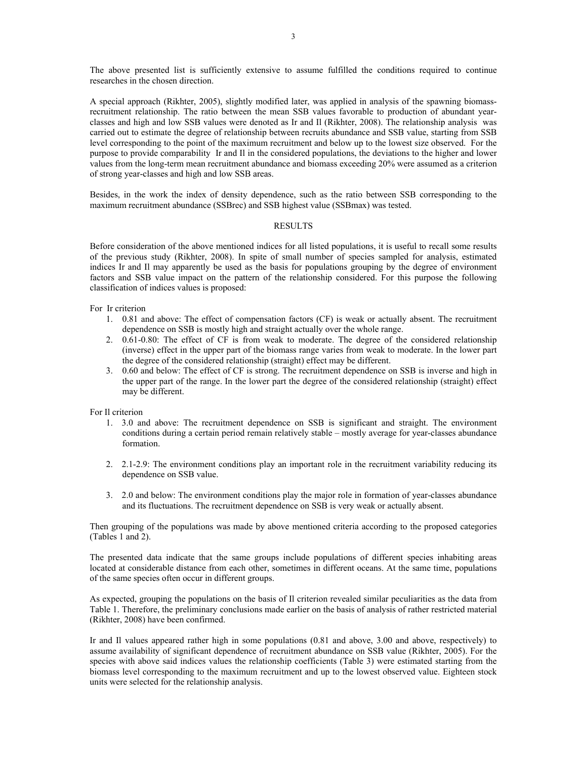The above presented list is sufficiently extensive to assume fulfilled the conditions required to continue researches in the chosen direction.

A special approach (Rikhter, 2005), slightly modified later, was applied in analysis of the spawning biomass-recruitment relationship. The ratio between the mean SSB values favorable to production of abundant year-classes and high and low SSB values were denoted as Ir and Il (Rikhter, 2008). The relationship analysis was carried out to estimate the degree of relationship between recruits abundance and SSB value, starting from SSB level corresponding to the point of the maximum recruitment and below up to the lowest size observed. For the purpose to provide comparability Ir and Il in the considered populations, the deviations to the higher and lower values from the long-term mean recruitment abundance and biomass exceeding 20% were assumed as a criterion of strong year-classes and high and low SSB areas.

Besides, in the work the index of density dependence, such as the ratio between SSB corresponding to the maximum recruitment abundance (SSBrec) and SSB highest value (SSBmax) was tested.

## RESULTS

Before consideration of the above mentioned indices for all listed populations, it is useful to recall some results of the previous study (Rikhter, 2008). In spite of small number of species sampled for analysis, estimated indices Ir and Il may apparently be used as the basis for populations grouping by the degree of environment factors and SSB value impact on the pattern of the relationship considered. For this purpose the following classification of indices values is proposed:

For Ir criterion

1. 0.81 and above: The effect of compensation factors (CF) is weak or actually absent. The recruitment dependence on SSB is mostly high and straight actually over the whole range.
2. 0.61-0.80: The effect of CF is from weak to moderate. The degree of the considered relationship (inverse) effect in the upper part of the biomass range varies from weak to moderate. In the lower part the degree of the considered relationship (straight) effect may be different.
3. 0.60 and below: The effect of CF is strong. The recruitment dependence on SSB is inverse and high in the upper part of the range. In the lower part the degree of the considered relationship (straight) effect may be different.

For Il criterion

1. 3.0 and above: The recruitment dependence on SSB is significant and straight. The environment conditions during a certain period remain relatively stable – mostly average for year-classes abundance formation.
2. 2.1-2.9: The environment conditions play an important role in the recruitment variability reducing its dependence on SSB value.
3. 2.0 and below: The environment conditions play the major role in formation of year-classes abundance and its fluctuations. The recruitment dependence on SSB is very weak or actually absent.

Then grouping of the populations was made by above mentioned criteria according to the proposed categories (Tables 1 and 2).

The presented data indicate that the same groups include populations of different species inhabiting areas located at considerable distance from each other, sometimes in different oceans. At the same time, populations of the same species often occur in different groups.

As expected, grouping the populations on the basis of Il criterion revealed similar peculiarities as the data from Table 1. Therefore, the preliminary conclusions made earlier on the basis of analysis of rather restricted material (Rikhter, 2008) have been confirmed.

Ir and Il values appeared rather high in some populations (0.81 and above, 3.00 and above, respectively) to assume availability of significant dependence of recruitment abundance on SSB value (Rikhter, 2005). For the species with above said indices values the relationship coefficients (Table 3) were estimated starting from the biomass level corresponding to the maximum recruitment and up to the lowest observed value. Eighteen stock units were selected for the relationship analysis.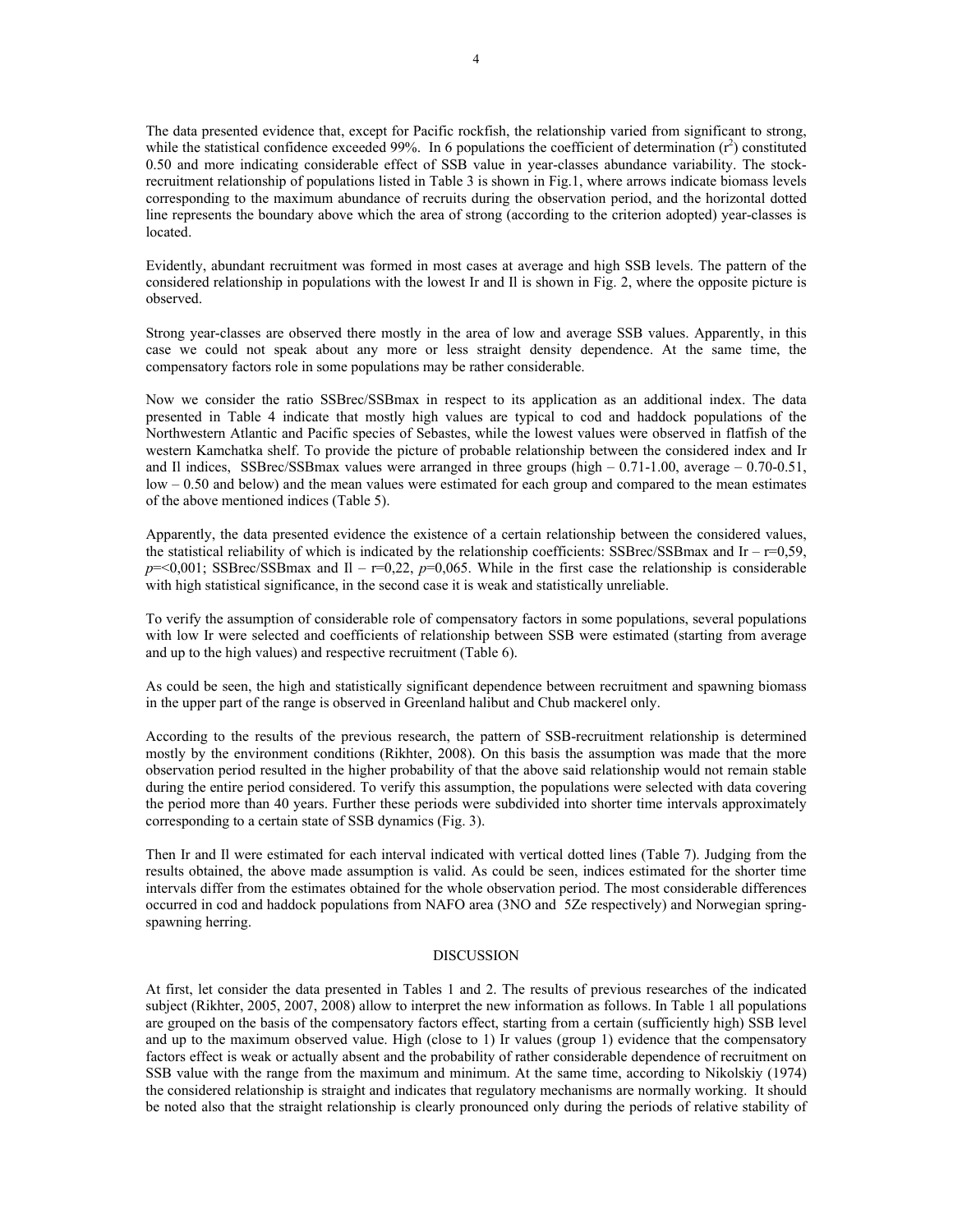The data presented evidence that, except for Pacific rockfish, the relationship varied from significant to strong, while the statistical confidence exceeded 99%. In 6 populations the coefficient of determination ($r^2$) constituted 0.50 and more indicating considerable effect of SSB value in year-classes abundance variability. The stock-recruitment relationship of populations listed in Table 3 is shown in Fig.1, where arrows indicate biomass levels corresponding to the maximum abundance of recruits during the observation period, and the horizontal dotted line represents the boundary above which the area of strong (according to the criterion adopted) year-classes is located.

Evidently, abundant recruitment was formed in most cases at average and high SSB levels. The pattern of the considered relationship in populations with the lowest Ir and Il is shown in Fig. 2, where the opposite picture is observed.

Strong year-classes are observed there mostly in the area of low and average SSB values. Apparently, in this case we could not speak about any more or less straight density dependence. At the same time, the compensatory factors role in some populations may be rather considerable.

Now we consider the ratio SSBrec/SSBmax in respect to its application as an additional index. The data presented in Table 4 indicate that mostly high values are typical to cod and haddock populations of the Northwestern Atlantic and Pacific species of Sebastes, while the lowest values were observed in flatfish of the western Kamchatka shelf. To provide the picture of probable relationship between the considered index and Ir and Il indices, SSBrec/SSBmax values were arranged in three groups (high – 0.71-1.00, average – 0.70-0.51, low – 0.50 and below) and the mean values were estimated for each group and compared to the mean estimates of the above mentioned indices (Table 5).

Apparently, the data presented evidence the existence of a certain relationship between the considered values, the statistical reliability of which is indicated by the relationship coefficients: SSBrec/SSBmax and Ir – $r$=0,59, $p$=<0,001; SSBrec/SSBmax and Il – $r$=0,22, $p$=0,065. While in the first case the relationship is considerable with high statistical significance, in the second case it is weak and statistically unreliable.

To verify the assumption of considerable role of compensatory factors in some populations, several populations with low Ir were selected and coefficients of relationship between SSB were estimated (starting from average and up to the high values) and respective recruitment (Table 6).

As could be seen, the high and statistically significant dependence between recruitment and spawning biomass in the upper part of the range is observed in Greenland halibut and Chub mackerel only.

According to the results of the previous research, the pattern of SSB-recruitment relationship is determined mostly by the environment conditions (Rikhter, 2008). On this basis the assumption was made that the more observation period resulted in the higher probability of that the above said relationship would not remain stable during the entire period considered. To verify this assumption, the populations were selected with data covering the period more than 40 years. Further these periods were subdivided into shorter time intervals approximately corresponding to a certain state of SSB dynamics (Fig. 3).

Then Ir and Il were estimated for each interval indicated with vertical dotted lines (Table 7). Judging from the results obtained, the above made assumption is valid. As could be seen, indices estimated for the shorter time intervals differ from the estimates obtained for the whole observation period. The most considerable differences occurred in cod and haddock populations from NAFO area (3NO and 5Ze respectively) and Norwegian spring-spawning herring.

## DISCUSSION

At first, let consider the data presented in Tables 1 and 2. The results of previous researches of the indicated subject (Rikhter, 2005, 2007, 2008) allow to interpret the new information as follows. In Table 1 all populations are grouped on the basis of the compensatory factors effect, starting from a certain (sufficiently high) SSB level and up to the maximum observed value. High (close to 1) Ir values (group 1) evidence that the compensatory factors effect is weak or actually absent and the probability of rather considerable dependence of recruitment on SSB value with the range from the maximum and minimum. At the same time, according to Nikolskiy (1974) the considered relationship is straight and indicates that regulatory mechanisms are normally working. It should be noted also that the straight relationship is clearly pronounced only during the periods of relative stability of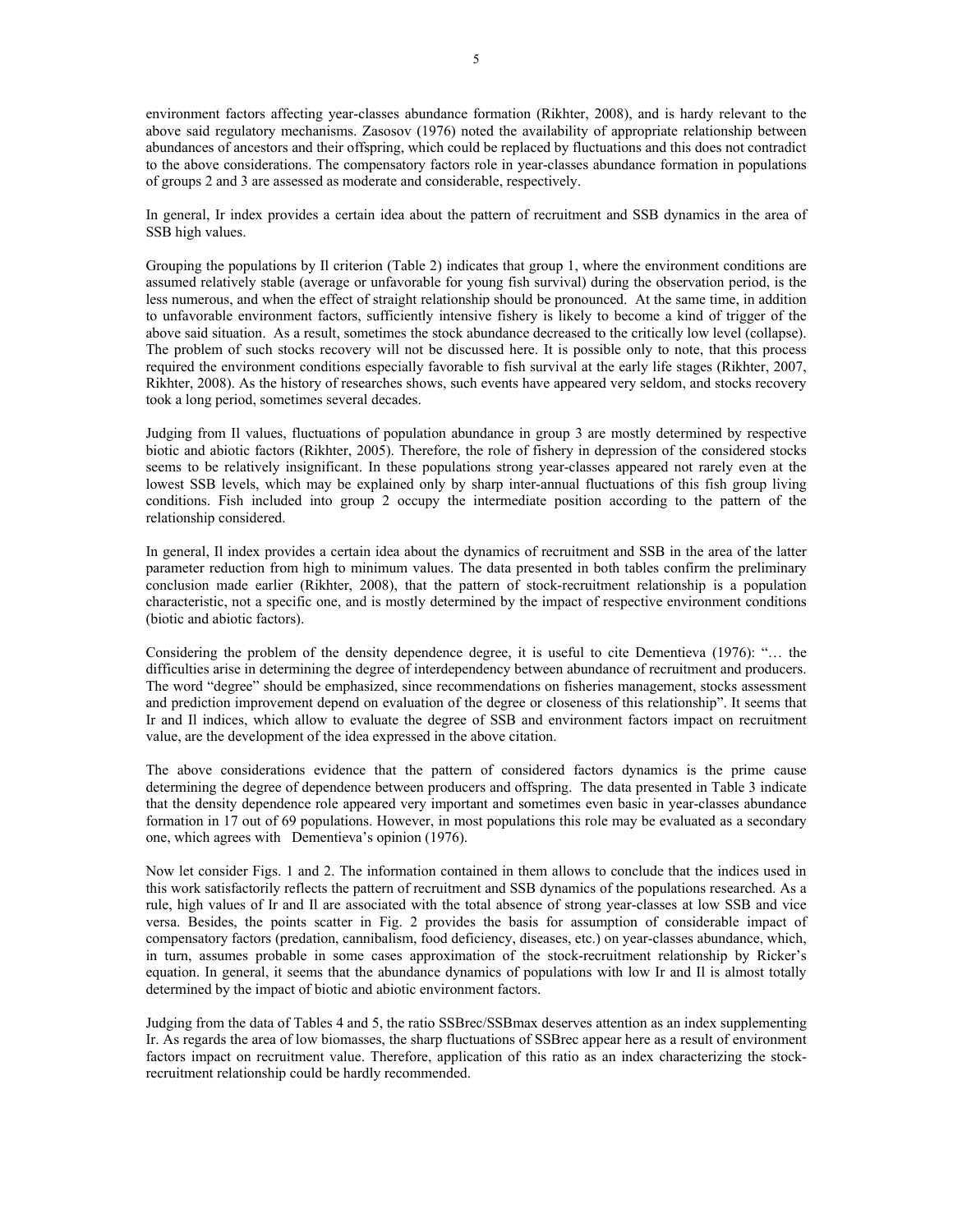environment factors affecting year-classes abundance formation (Rikhter, 2008), and is hardy relevant to the above said regulatory mechanisms. Zasosov (1976) noted the availability of appropriate relationship between abundances of ancestors and their offspring, which could be replaced by fluctuations and this does not contradict to the above considerations. The compensatory factors role in year-classes abundance formation in populations of groups 2 and 3 are assessed as moderate and considerable, respectively.

In general, Ir index provides a certain idea about the pattern of recruitment and SSB dynamics in the area of SSB high values.

Grouping the populations by Il criterion (Table 2) indicates that group 1, where the environment conditions are assumed relatively stable (average or unfavorable for young fish survival) during the observation period, is the less numerous, and when the effect of straight relationship should be pronounced. At the same time, in addition to unfavorable environment factors, sufficiently intensive fishery is likely to become a kind of trigger of the above said situation. As a result, sometimes the stock abundance decreased to the critically low level (collapse). The problem of such stocks recovery will not be discussed here. It is possible only to note, that this process required the environment conditions especially favorable to fish survival at the early life stages (Rikhter, 2007, Rikhter, 2008). As the history of researches shows, such events have appeared very seldom, and stocks recovery took a long period, sometimes several decades.

Judging from Il values, fluctuations of population abundance in group 3 are mostly determined by respective biotic and abiotic factors (Rikhter, 2005). Therefore, the role of fishery in depression of the considered stocks seems to be relatively insignificant. In these populations strong year-classes appeared not rarely even at the lowest SSB levels, which may be explained only by sharp inter-annual fluctuations of this fish group living conditions. Fish included into group 2 occupy the intermediate position according to the pattern of the relationship considered.

In general, Il index provides a certain idea about the dynamics of recruitment and SSB in the area of the latter parameter reduction from high to minimum values. The data presented in both tables confirm the preliminary conclusion made earlier (Rikhter, 2008), that the pattern of stock-recruitment relationship is a population characteristic, not a specific one, and is mostly determined by the impact of respective environment conditions (biotic and abiotic factors).

Considering the problem of the density dependence degree, it is useful to cite Dementieva (1976): "… the difficulties arise in determining the degree of interdependency between abundance of recruitment and producers. The word "degree" should be emphasized, since recommendations on fisheries management, stocks assessment and prediction improvement depend on evaluation of the degree or closeness of this relationship". It seems that Ir and Il indices, which allow to evaluate the degree of SSB and environment factors impact on recruitment value, are the development of the idea expressed in the above citation.

The above considerations evidence that the pattern of considered factors dynamics is the prime cause determining the degree of dependence between producers and offspring. The data presented in Table 3 indicate that the density dependence role appeared very important and sometimes even basic in year-classes abundance formation in 17 out of 69 populations. However, in most populations this role may be evaluated as a secondary one, which agrees with Dementieva's opinion (1976).

Now let consider Figs. 1 and 2. The information contained in them allows to conclude that the indices used in this work satisfactorily reflects the pattern of recruitment and SSB dynamics of the populations researched. As a rule, high values of Ir and Il are associated with the total absence of strong year-classes at low SSB and vice versa. Besides, the points scatter in Fig. 2 provides the basis for assumption of considerable impact of compensatory factors (predation, cannibalism, food deficiency, diseases, etc.) on year-classes abundance, which, in turn, assumes probable in some cases approximation of the stock-recruitment relationship by Ricker's equation. In general, it seems that the abundance dynamics of populations with low Ir and Il is almost totally determined by the impact of biotic and abiotic environment factors.

Judging from the data of Tables 4 and 5, the ratio SSBrec/SSBmax deserves attention as an index supplementing Ir. As regards the area of low biomasses, the sharp fluctuations of SSBrec appear here as a result of environment factors impact on recruitment value. Therefore, application of this ratio as an index characterizing the stock-recruitment relationship could be hardly recommended.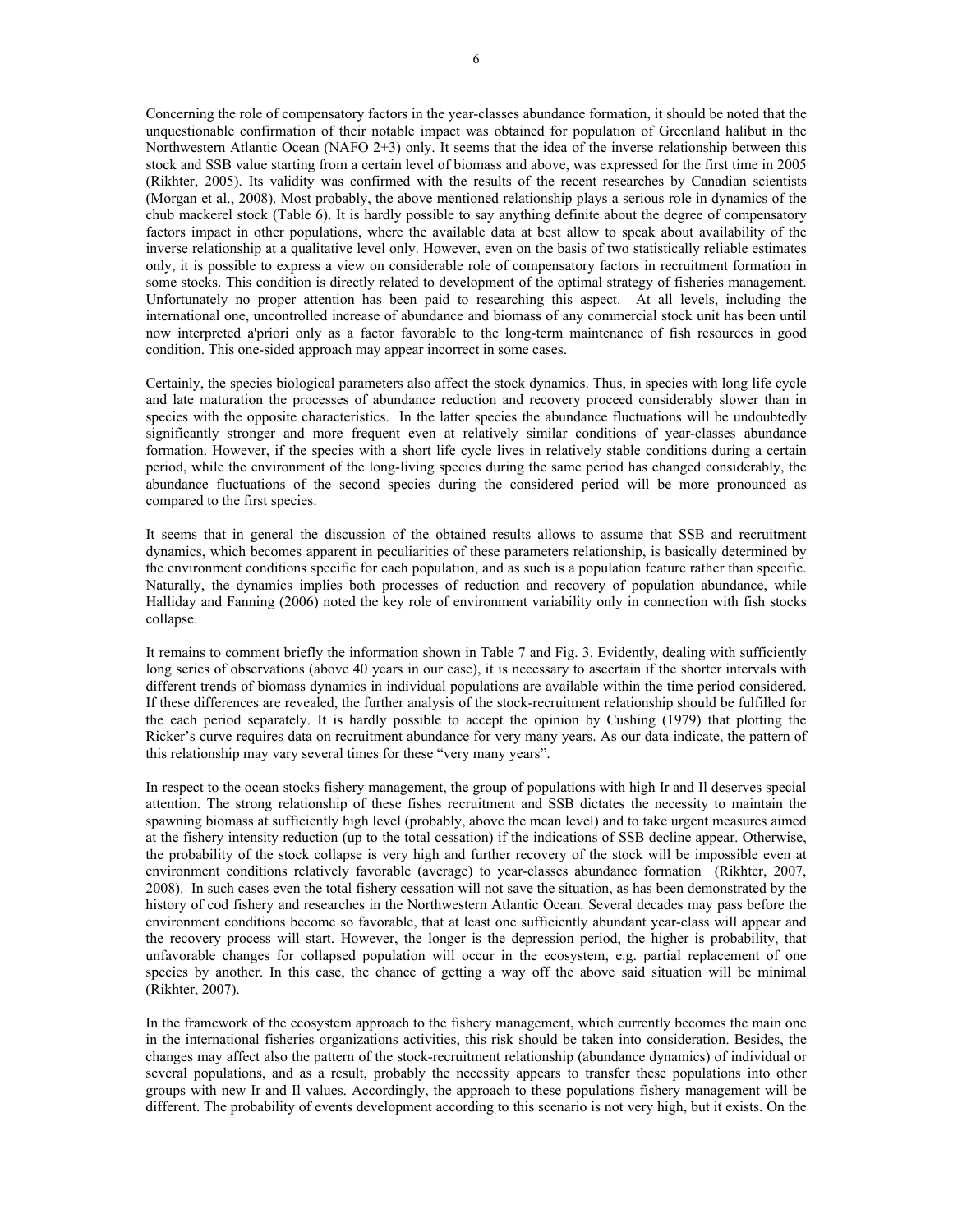Concerning the role of compensatory factors in the year-classes abundance formation, it should be noted that the unquestionable confirmation of their notable impact was obtained for population of Greenland halibut in the Northwestern Atlantic Ocean (NAFO 2+3) only. It seems that the idea of the inverse relationship between this stock and SSB value starting from a certain level of biomass and above, was expressed for the first time in 2005 (Rikhter, 2005). Its validity was confirmed with the results of the recent researches by Canadian scientists (Morgan et al., 2008). Most probably, the above mentioned relationship plays a serious role in dynamics of the chub mackerel stock (Table 6). It is hardly possible to say anything definite about the degree of compensatory factors impact in other populations, where the available data at best allow to speak about availability of the inverse relationship at a qualitative level only. However, even on the basis of two statistically reliable estimates only, it is possible to express a view on considerable role of compensatory factors in recruitment formation in some stocks. This condition is directly related to development of the optimal strategy of fisheries management. Unfortunately no proper attention has been paid to researching this aspect. At all levels, including the international one, uncontrolled increase of abundance and biomass of any commercial stock unit has been until now interpreted a'priori only as a factor favorable to the long-term maintenance of fish resources in good condition. This one-sided approach may appear incorrect in some cases.

Certainly, the species biological parameters also affect the stock dynamics. Thus, in species with long life cycle and late maturation the processes of abundance reduction and recovery proceed considerably slower than in species with the opposite characteristics. In the latter species the abundance fluctuations will be undoubtedly significantly stronger and more frequent even at relatively similar conditions of year-classes abundance formation. However, if the species with a short life cycle lives in relatively stable conditions during a certain period, while the environment of the long-living species during the same period has changed considerably, the abundance fluctuations of the second species during the considered period will be more pronounced as compared to the first species.

It seems that in general the discussion of the obtained results allows to assume that SSB and recruitment dynamics, which becomes apparent in peculiarities of these parameters relationship, is basically determined by the environment conditions specific for each population, and as such is a population feature rather than specific. Naturally, the dynamics implies both processes of reduction and recovery of population abundance, while Halliday and Fanning (2006) noted the key role of environment variability only in connection with fish stocks collapse.

It remains to comment briefly the information shown in Table 7 and Fig. 3. Evidently, dealing with sufficiently long series of observations (above 40 years in our case), it is necessary to ascertain if the shorter intervals with different trends of biomass dynamics in individual populations are available within the time period considered. If these differences are revealed, the further analysis of the stock-recruitment relationship should be fulfilled for the each period separately. It is hardly possible to accept the opinion by Cushing (1979) that plotting the Ricker's curve requires data on recruitment abundance for very many years. As our data indicate, the pattern of this relationship may vary several times for these "very many years".

In respect to the ocean stocks fishery management, the group of populations with high Ir and Il deserves special attention. The strong relationship of these fishes recruitment and SSB dictates the necessity to maintain the spawning biomass at sufficiently high level (probably, above the mean level) and to take urgent measures aimed at the fishery intensity reduction (up to the total cessation) if the indications of SSB decline appear. Otherwise, the probability of the stock collapse is very high and further recovery of the stock will be impossible even at environment conditions relatively favorable (average) to year-classes abundance formation (Rikhter, 2007, 2008). In such cases even the total fishery cessation will not save the situation, as has been demonstrated by the history of cod fishery and researches in the Northwestern Atlantic Ocean. Several decades may pass before the environment conditions become so favorable, that at least one sufficiently abundant year-class will appear and the recovery process will start. However, the longer is the depression period, the higher is probability, that unfavorable changes for collapsed population will occur in the ecosystem, e.g. partial replacement of one species by another. In this case, the chance of getting a way off the above said situation will be minimal (Rikhter, 2007).

In the framework of the ecosystem approach to the fishery management, which currently becomes the main one in the international fisheries organizations activities, this risk should be taken into consideration. Besides, the changes may affect also the pattern of the stock-recruitment relationship (abundance dynamics) of individual or several populations, and as a result, probably the necessity appears to transfer these populations into other groups with new Ir and Il values. Accordingly, the approach to these populations fishery management will be different. The probability of events development according to this scenario is not very high, but it exists. On the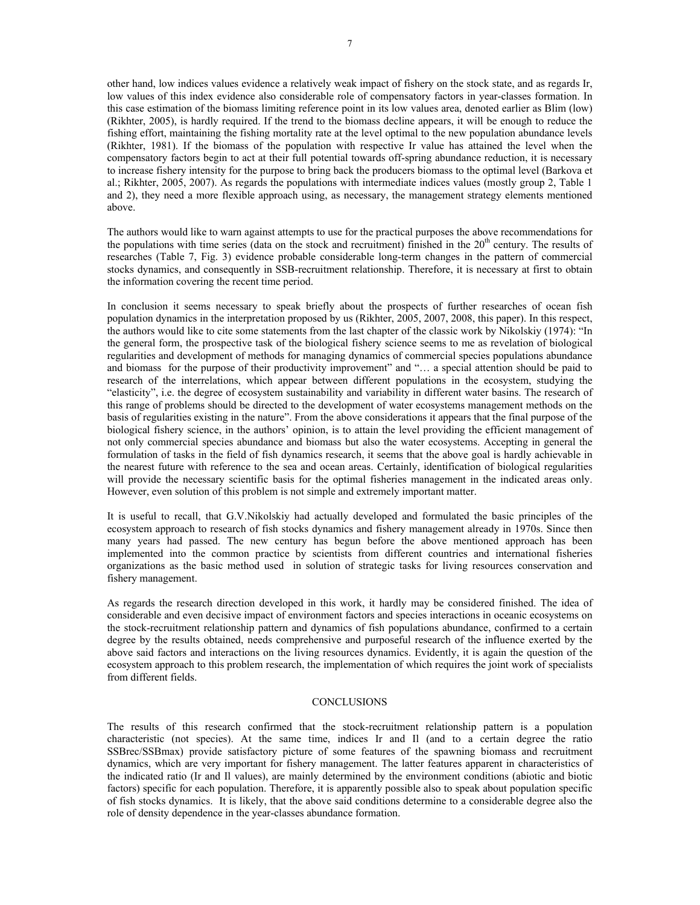other hand, low indices values evidence a relatively weak impact of fishery on the stock state, and as regards Ir, low values of this index evidence also considerable role of compensatory factors in year-classes formation. In this case estimation of the biomass limiting reference point in its low values area, denoted earlier as Blim (low) (Rikhter, 2005), is hardly required. If the trend to the biomass decline appears, it will be enough to reduce the fishing effort, maintaining the fishing mortality rate at the level optimal to the new population abundance levels (Rikhter, 1981). If the biomass of the population with respective Ir value has attained the level when the compensatory factors begin to act at their full potential towards off-spring abundance reduction, it is necessary to increase fishery intensity for the purpose to bring back the producers biomass to the optimal level (Barkova et al.; Rikhter, 2005, 2007). As regards the populations with intermediate indices values (mostly group 2, Table 1 and 2), they need a more flexible approach using, as necessary, the management strategy elements mentioned above.

The authors would like to warn against attempts to use for the practical purposes the above recommendations for the populations with time series (data on the stock and recruitment) finished in the 20[th] century. The results of researches (Table 7, Fig. 3) evidence probable considerable long-term changes in the pattern of commercial stocks dynamics, and consequently in SSB-recruitment relationship. Therefore, it is necessary at first to obtain the information covering the recent time period.

In conclusion it seems necessary to speak briefly about the prospects of further researches of ocean fish population dynamics in the interpretation proposed by us (Rikhter, 2005, 2007, 2008, this paper). In this respect, the authors would like to cite some statements from the last chapter of the classic work by Nikolskiy (1974): "In the general form, the prospective task of the biological fishery science seems to me as revelation of biological regularities and development of methods for managing dynamics of commercial species populations abundance and biomass for the purpose of their productivity improvement" and "… a special attention should be paid to research of the interrelations, which appear between different populations in the ecosystem, studying the "elasticity", i.e. the degree of ecosystem sustainability and variability in different water basins. The research of this range of problems should be directed to the development of water ecosystems management methods on the basis of regularities existing in the nature". From the above considerations it appears that the final purpose of the biological fishery science, in the authors' opinion, is to attain the level providing the efficient management of not only commercial species abundance and biomass but also the water ecosystems. Accepting in general the formulation of tasks in the field of fish dynamics research, it seems that the above goal is hardly achievable in the nearest future with reference to the sea and ocean areas. Certainly, identification of biological regularities will provide the necessary scientific basis for the optimal fisheries management in the indicated areas only. However, even solution of this problem is not simple and extremely important matter.

It is useful to recall, that G.V.Nikolskiy had actually developed and formulated the basic principles of the ecosystem approach to research of fish stocks dynamics and fishery management already in 1970s. Since then many years had passed. The new century has begun before the above mentioned approach has been implemented into the common practice by scientists from different countries and international fisheries organizations as the basic method used in solution of strategic tasks for living resources conservation and fishery management.

As regards the research direction developed in this work, it hardly may be considered finished. The idea of considerable and even decisive impact of environment factors and species interactions in oceanic ecosystems on the stock-recruitment relationship pattern and dynamics of fish populations abundance, confirmed to a certain degree by the results obtained, needs comprehensive and purposeful research of the influence exerted by the above said factors and interactions on the living resources dynamics. Evidently, it is again the question of the ecosystem approach to this problem research, the implementation of which requires the joint work of specialists from different fields.

## CONCLUSIONS

The results of this research confirmed that the stock-recruitment relationship pattern is a population characteristic (not species). At the same time, indices Ir and Il (and to a certain degree the ratio SSBrec/SSBmax) provide satisfactory picture of some features of the spawning biomass and recruitment dynamics, which are very important for fishery management. The latter features apparent in characteristics of the indicated ratio (Ir and Il values), are mainly determined by the environment conditions (abiotic and biotic factors) specific for each population. Therefore, it is apparently possible also to speak about population specific of fish stocks dynamics. It is likely, that the above said conditions determine to a considerable degree also the role of density dependence in the year-classes abundance formation.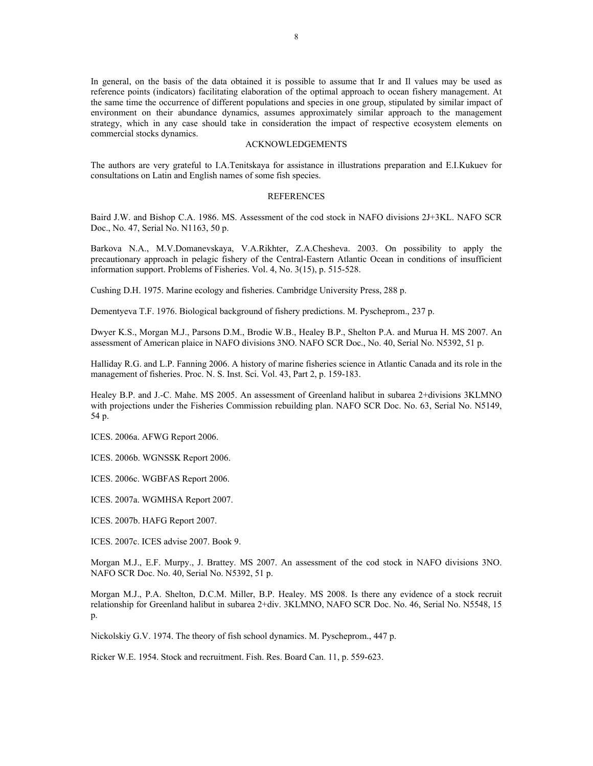In general, on the basis of the data obtained it is possible to assume that Ir and Il values may be used as reference points (indicators) facilitating elaboration of the optimal approach to ocean fishery management. At the same time the occurrence of different populations and species in one group, stipulated by similar impact of environment on their abundance dynamics, assumes approximately similar approach to the management strategy, which in any case should take in consideration the impact of respective ecosystem elements on commercial stocks dynamics.

## ACKNOWLEDGEMENTS

The authors are very grateful to I.A.Tenitskaya for assistance in illustrations preparation and E.I.Kukuev for consultations on Latin and English names of some fish species.

## REFERENCES

Baird J.W. and Bishop C.A. 1986. MS. Assessment of the cod stock in NAFO divisions 2J+3KL. NAFO SCR Doc., No. 47, Serial No. N1163, 50 p.

Barkova N.A., M.V.Domanevskaya, V.A.Rikhter, Z.A.Chesheva. 2003. On possibility to apply the precautionary approach in pelagic fishery of the Central-Eastern Atlantic Ocean in conditions of insufficient information support. Problems of Fisheries. Vol. 4, No. 3(15), p. 515-528.

Cushing D.H. 1975. Marine ecology and fisheries. Cambridge University Press, 288 p.

Dementyeva T.F. 1976. Biological background of fishery predictions. M. Pyscheprom., 237 p.

Dwyer K.S., Morgan M.J., Parsons D.M., Brodie W.B., Healey B.P., Shelton P.A. and Murua H. MS 2007. An assessment of American plaice in NAFO divisions 3NO. NAFO SCR Doc., No. 40, Serial No. N5392, 51 p.

Halliday R.G. and L.P. Fanning 2006. A history of marine fisheries science in Atlantic Canada and its role in the management of fisheries. Proc. N. S. Inst. Sci. Vol. 43, Part 2, p. 159-183.

Healey B.P. and J.-C. Mahe. MS 2005. An assessment of Greenland halibut in subarea 2+divisions 3KLMNO with projections under the Fisheries Commission rebuilding plan. NAFO SCR Doc. No. 63, Serial No. N5149, 54 p.

ICES. 2006a. AFWG Report 2006.

ICES. 2006b. WGNSSK Report 2006.

ICES. 2006c. WGBFAS Report 2006.

ICES. 2007a. WGMHSA Report 2007.

ICES. 2007b. HAFG Report 2007.

ICES. 2007c. ICES advise 2007. Book 9.

Morgan M.J., E.F. Murpy., J. Brattey. MS 2007. An assessment of the cod stock in NAFO divisions 3NO. NAFO SCR Doc. No. 40, Serial No. N5392, 51 p.

Morgan M.J., P.A. Shelton, D.C.M. Miller, B.P. Healey. MS 2008. Is there any evidence of a stock recruit relationship for Greenland halibut in subarea 2+div. 3KLMNO, NAFO SCR Doc. No. 46, Serial No. N5548, 15 p.

Nickolskiy G.V. 1974. The theory of fish school dynamics. M. Pyscheprom., 447 p.

Ricker W.E. 1954. Stock and recruitment. Fish. Res. Board Can. 11, p. 559-623.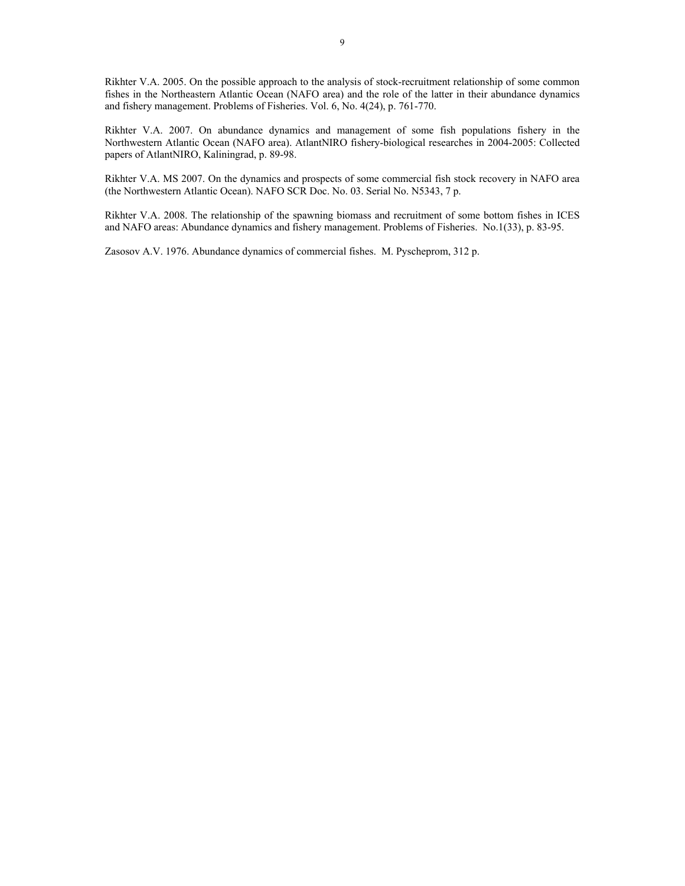Rikhter V.A. 2005. On the possible approach to the analysis of stock-recruitment relationship of some common fishes in the Northeastern Atlantic Ocean (NAFO area) and the role of the latter in their abundance dynamics and fishery management. Problems of Fisheries. Vol. 6, No. 4(24), p. 761-770.

Rikhter V.A. 2007. On abundance dynamics and management of some fish populations fishery in the Northwestern Atlantic Ocean (NAFO area). AtlantNIRO fishery-biological researches in 2004-2005: Collected papers of AtlantNIRO, Kaliningrad, p. 89-98.

Rikhter V.A. MS 2007. On the dynamics and prospects of some commercial fish stock recovery in NAFO area (the Northwestern Atlantic Ocean). NAFO SCR Doc. No. 03. Serial No. N5343, 7 p.

Rikhter V.A. 2008. The relationship of the spawning biomass and recruitment of some bottom fishes in ICES and NAFO areas: Abundance dynamics and fishery management. Problems of Fisheries. No.1(33), p. 83-95.

Zasosov A.V. 1976. Abundance dynamics of commercial fishes. M. Pyscheprom, 312 p.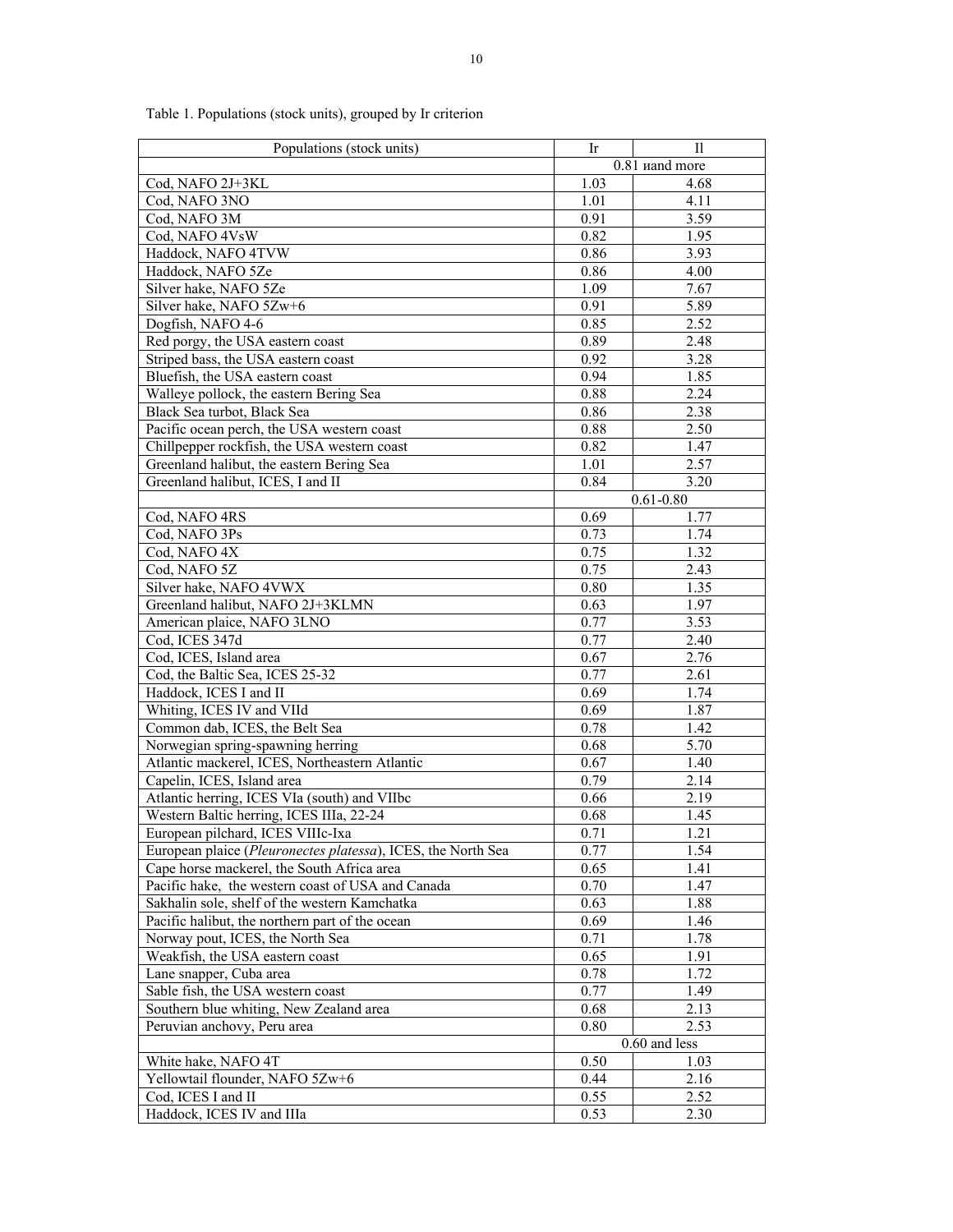Table 1. Populations (stock units), grouped by Ir criterion

| Populations (stock units) | Ir | Il |
|---|---|---|
| | 0.81 иand more | |
| Cod, NAFO 2J+3KL | 1.03 | 4.68 |
| Cod, NAFO 3NO | 1.01 | 4.11 |
| Cod, NAFO 3M | 0.91 | 3.59 |
| Cod, NAFO 4VsW | 0.82 | 1.95 |
| Haddock, NAFO 4TVW | 0.86 | 3.93 |
| Haddock, NAFO 5Ze | 0.86 | 4.00 |
| Silver hake, NAFO 5Ze | 1.09 | 7.67 |
| Silver hake, NAFO 5Zw+6 | 0.91 | 5.89 |
| Dogfish, NAFO 4-6 | 0.85 | 2.52 |
| Red porgy, the USA eastern coast | 0.89 | 2.48 |
| Striped bass, the USA eastern coast | 0.92 | 3.28 |
| Bluefish, the USA eastern coast | 0.94 | 1.85 |
| Walleye pollock, the eastern Bering Sea | 0.88 | 2.24 |
| Black Sea turbot, Black Sea | 0.86 | 2.38 |
| Pacific ocean perch, the USA western coast | 0.88 | 2.50 |
| Chillpepper rockfish, the USA western coast | 0.82 | 1.47 |
| Greenland halibut, the eastern Bering Sea | 1.01 | 2.57 |
| Greenland halibut, ICES, I and II | 0.84 | 3.20 |
| | 0.61-0.80 | |
| Cod, NAFO 4RS | 0.69 | 1.77 |
| Cod, NAFO 3Ps | 0.73 | 1.74 |
| Cod, NAFO 4X | 0.75 | 1.32 |
| Cod, NAFO 5Z | 0.75 | 2.43 |
| Silver hake, NAFO 4VWX | 0.80 | 1.35 |
| Greenland halibut, NAFO 2J+3KLMN | 0.63 | 1.97 |
| American plaice, NAFO 3LNO | 0.77 | 3.53 |
| Cod, ICES 347d | 0.77 | 2.40 |
| Cod, ICES, Island area | 0.67 | 2.76 |
| Cod, the Baltic Sea, ICES 25-32 | 0.77 | 2.61 |
| Haddock, ICES I and II | 0.69 | 1.74 |
| Whiting, ICES IV and VIId | 0.69 | 1.87 |
| Common dab, ICES, the Belt Sea | 0.78 | 1.42 |
| Norwegian spring-spawning herring | 0.68 | 5.70 |
| Atlantic mackerel, ICES, Northeastern Atlantic | 0.67 | 1.40 |
| Capelin, ICES, Island area | 0.79 | 2.14 |
| Atlantic herring, ICES VIa (south) and VIIbc | 0.66 | 2.19 |
| Western Baltic herring, ICES IIIa, 22-24 | 0.68 | 1.45 |
| European pilchard, ICES VIIIc-Ixa | 0.71 | 1.21 |
| European plaice (*Pleuronectes platessa*), ICES, the North Sea | 0.77 | 1.54 |
| Cape horse mackerel, the South Africa area | 0.65 | 1.41 |
| Pacific hake, the western coast of USA and Canada | 0.70 | 1.47 |
| Sakhalin sole, shelf of the western Kamchatka | 0.63 | 1.88 |
| Pacific halibut, the northern part of the ocean | 0.69 | 1.46 |
| Norway pout, ICES, the North Sea | 0.71 | 1.78 |
| Weakfish, the USA eastern coast | 0.65 | 1.91 |
| Lane snapper, Cuba area | 0.78 | 1.72 |
| Sable fish, the USA western coast | 0.77 | 1.49 |
| Southern blue whiting, New Zealand area | 0.68 | 2.13 |
| Peruvian anchovy, Peru area | 0.80 | 2.53 |
| | 0.60 and less | |
| White hake, NAFO 4T | 0.50 | 1.03 |
| Yellowtail flounder, NAFO 5Zw+6 | 0.44 | 2.16 |
| Cod, ICES I and II | 0.55 | 2.52 |
| Haddock, ICES IV and IIIa | 0.53 | 2.30 |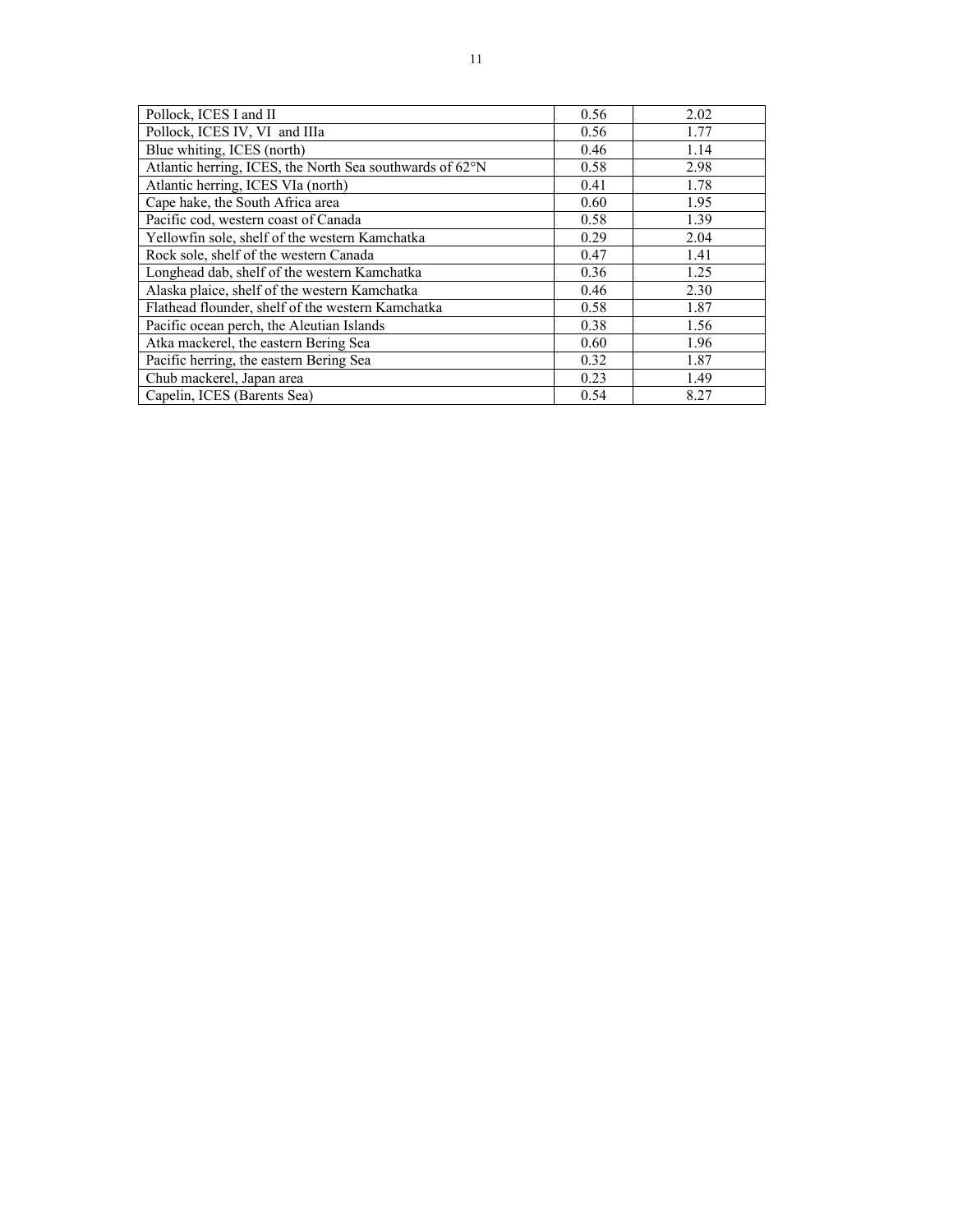| | | |
|---|---|---|
| Pollock, ICES I and II | 0.56 | 2.02 |
| Pollock, ICES IV, VI and IIIa | 0.56 | 1.77 |
| Blue whiting, ICES (north) | 0.46 | 1.14 |
| Atlantic herring, ICES, the North Sea southwards of 62°N | 0.58 | 2.98 |
| Atlantic herring, ICES VIa (north) | 0.41 | 1.78 |
| Cape hake, the South Africa area | 0.60 | 1.95 |
| Pacific cod, western coast of Canada | 0.58 | 1.39 |
| Yellowfin sole, shelf of the western Kamchatka | 0.29 | 2.04 |
| Rock sole, shelf of the western Canada | 0.47 | 1.41 |
| Longhead dab, shelf of the western Kamchatka | 0.36 | 1.25 |
| Alaska plaice, shelf of the western Kamchatka | 0.46 | 2.30 |
| Flathead flounder, shelf of the western Kamchatka | 0.58 | 1.87 |
| Pacific ocean perch, the Aleutian Islands | 0.38 | 1.56 |
| Atka mackerel, the eastern Bering Sea | 0.60 | 1.96 |
| Pacific herring, the eastern Bering Sea | 0.32 | 1.87 |
| Chub mackerel, Japan area | 0.23 | 1.49 |
| Capelin, ICES (Barents Sea) | 0.54 | 8.27 |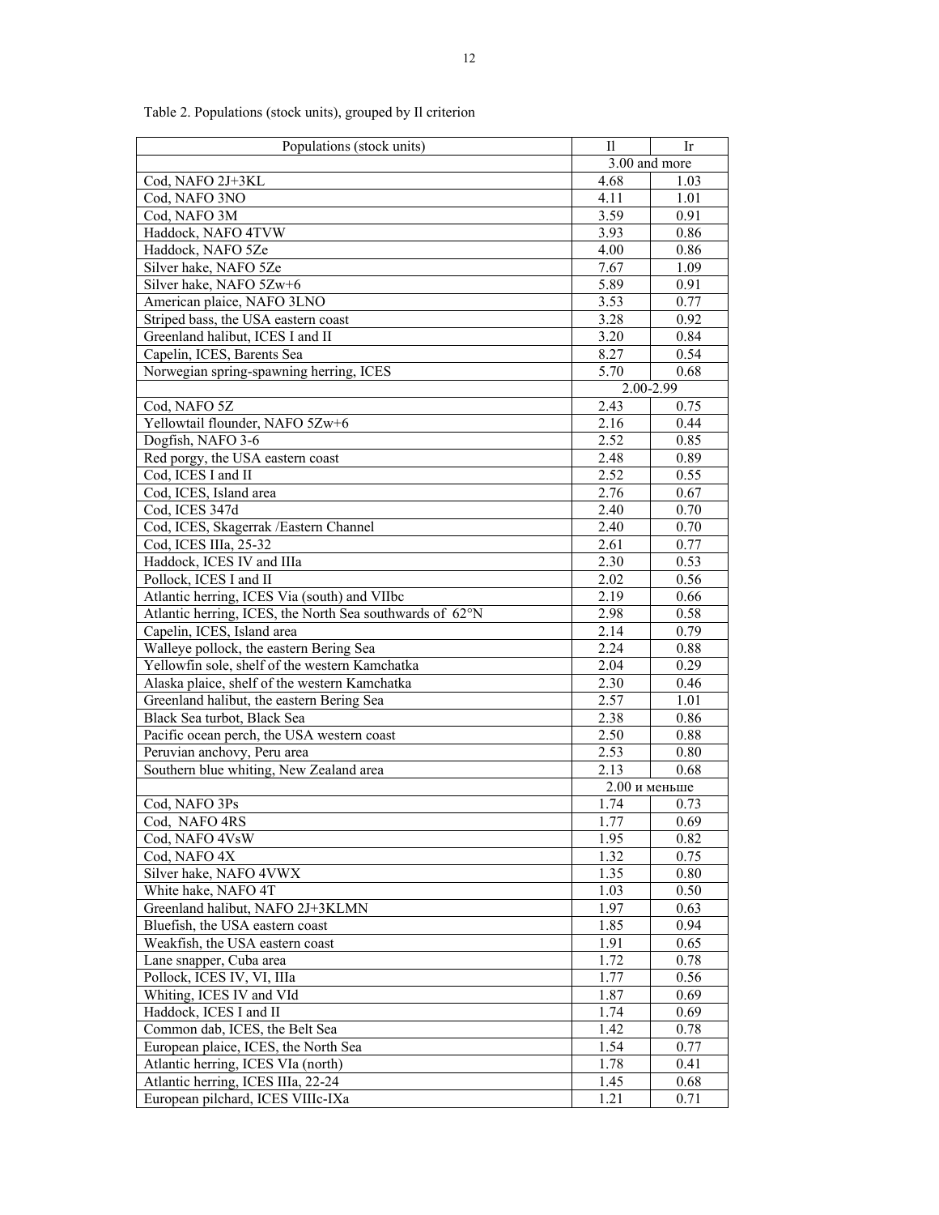Table 2. Populations (stock units), grouped by Il criterion

| Populations (stock units) | Il | Ir |
|---|---|---|
| | 3.00 and more | |
| Cod, NAFO 2J+3KL | 4.68 | 1.03 |
| Cod, NAFO 3NO | 4.11 | 1.01 |
| Cod, NAFO 3M | 3.59 | 0.91 |
| Haddock, NAFO 4TVW | 3.93 | 0.86 |
| Haddock, NAFO 5Ze | 4.00 | 0.86 |
| Silver hake, NAFO 5Ze | 7.67 | 1.09 |
| Silver hake, NAFO 5Zw+6 | 5.89 | 0.91 |
| American plaice, NAFO 3LNO | 3.53 | 0.77 |
| Striped bass, the USA eastern coast | 3.28 | 0.92 |
| Greenland halibut, ICES I and II | 3.20 | 0.84 |
| Capelin, ICES, Barents Sea | 8.27 | 0.54 |
| Norwegian spring-spawning herring, ICES | 5.70 | 0.68 |
| | 2.00-2.99 | |
| Cod, NAFO 5Z | 2.43 | 0.75 |
| Yellowtail flounder, NAFO 5Zw+6 | 2.16 | 0.44 |
| Dogfish, NAFO 3-6 | 2.52 | 0.85 |
| Red porgy, the USA eastern coast | 2.48 | 0.89 |
| Cod, ICES I and II | 2.52 | 0.55 |
| Cod, ICES, Island area | 2.76 | 0.67 |
| Cod, ICES 347d | 2.40 | 0.70 |
| Cod, ICES, Skagerrak /Eastern Channel | 2.40 | 0.70 |
| Cod, ICES IIIa, 25-32 | 2.61 | 0.77 |
| Haddock, ICES IV and IIIa | 2.30 | 0.53 |
| Pollock, ICES I and II | 2.02 | 0.56 |
| Atlantic herring, ICES Via (south) and VIIbc | 2.19 | 0.66 |
| Atlantic herring, ICES, the North Sea southwards of 62°N | 2.98 | 0.58 |
| Capelin, ICES, Island area | 2.14 | 0.79 |
| Walleye pollock, the eastern Bering Sea | 2.24 | 0.88 |
| Yellowfin sole, shelf of the western Kamchatka | 2.04 | 0.29 |
| Alaska plaice, shelf of the western Kamchatka | 2.30 | 0.46 |
| Greenland halibut, the eastern Bering Sea | 2.57 | 1.01 |
| Black Sea turbot, Black Sea | 2.38 | 0.86 |
| Pacific ocean perch, the USA western coast | 2.50 | 0.88 |
| Peruvian anchovy, Peru area | 2.53 | 0.80 |
| Southern blue whiting, New Zealand area | 2.13 | 0.68 |
| | 2.00 и меньше | |
| Cod, NAFO 3Ps | 1.74 | 0.73 |
| Cod, NAFO 4RS | 1.77 | 0.69 |
| Cod, NAFO 4VsW | 1.95 | 0.82 |
| Cod, NAFO 4X | 1.32 | 0.75 |
| Silver hake, NAFO 4VWX | 1.35 | 0.80 |
| White hake, NAFO 4T | 1.03 | 0.50 |
| Greenland halibut, NAFO 2J+3KLMN | 1.97 | 0.63 |
| Bluefish, the USA eastern coast | 1.85 | 0.94 |
| Weakfish, the USA eastern coast | 1.91 | 0.65 |
| Lane snapper, Cuba area | 1.72 | 0.78 |
| Pollock, ICES IV, VI, IIIa | 1.77 | 0.56 |
| Whiting, ICES IV and VId | 1.87 | 0.69 |
| Haddock, ICES I and II | 1.74 | 0.69 |
| Common dab, ICES, the Belt Sea | 1.42 | 0.78 |
| European plaice, ICES, the North Sea | 1.54 | 0.77 |
| Atlantic herring, ICES VIa (north) | 1.78 | 0.41 |
| Atlantic herring, ICES IIIa, 22-24 | 1.45 | 0.68 |
| European pilchard, ICES VIIIc-IXa | 1.21 | 0.71 |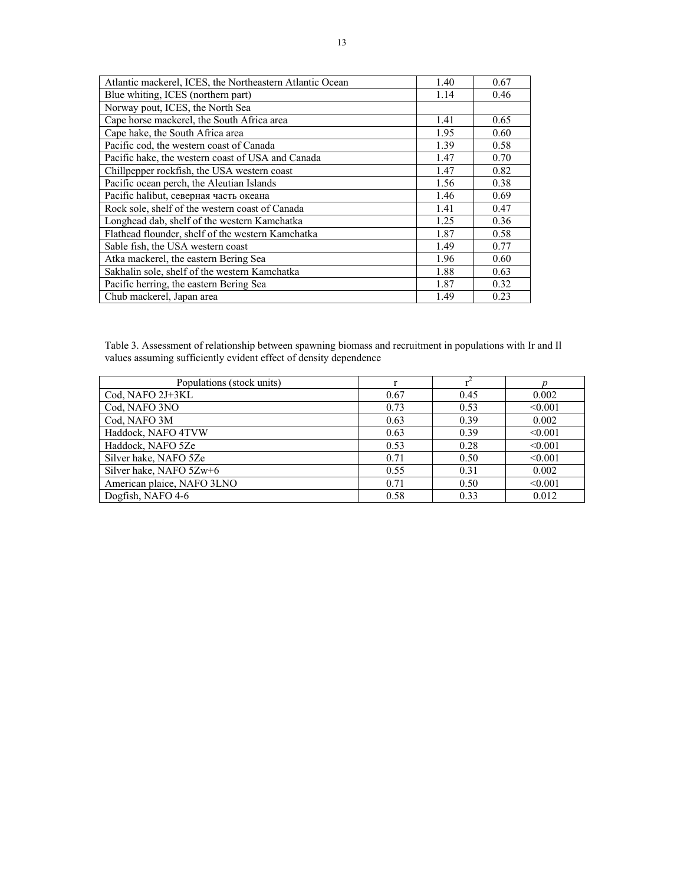| | | |
|---|---|---|
| Atlantic mackerel, ICES, the Northeastern Atlantic Ocean | 1.40 | 0.67 |
| Blue whiting, ICES (northern part) | 1.14 | 0.46 |
| Norway pout, ICES, the North Sea | | |
| Cape horse mackerel, the South Africa area | 1.41 | 0.65 |
| Cape hake, the South Africa area | 1.95 | 0.60 |
| Pacific cod, the western coast of Canada | 1.39 | 0.58 |
| Pacific hake, the western coast of USA and Canada | 1.47 | 0.70 |
| Chillpepper rockfish, the USA western coast | 1.47 | 0.82 |
| Pacific ocean perch, the Aleutian Islands | 1.56 | 0.38 |
| Pacific halibut, северная часть океана | 1.46 | 0.69 |
| Rock sole, shelf of the western coast of Canada | 1.41 | 0.47 |
| Longhead dab, shelf of the western Kamchatka | 1.25 | 0.36 |
| Flathead flounder, shelf of the western Kamchatka | 1.87 | 0.58 |
| Sable fish, the USA western coast | 1.49 | 0.77 |
| Atka mackerel, the eastern Bering Sea | 1.96 | 0.60 |
| Sakhalin sole, shelf of the western Kamchatka | 1.88 | 0.63 |
| Pacific herring, the eastern Bering Sea | 1.87 | 0.32 |
| Chub mackerel, Japan area | 1.49 | 0.23 |

Table 3. Assessment of relationship between spawning biomass and recruitment in populations with Ir and Il values assuming sufficiently evident effect of density dependence

| Populations (stock units) | r | $r^2$ | *p* |
|---|---|---|---|
| Cod, NAFO 2J+3KL | 0.67 | 0.45 | 0.002 |
| Cod, NAFO 3NO | 0.73 | 0.53 | <0.001 |
| Cod, NAFO 3M | 0.63 | 0.39 | 0.002 |
| Haddock, NAFO 4TVW | 0.63 | 0.39 | <0.001 |
| Haddock, NAFO 5Ze | 0.53 | 0.28 | <0.001 |
| Silver hake, NAFO 5Ze | 0.71 | 0.50 | <0.001 |
| Silver hake, NAFO 5Zw+6 | 0.55 | 0.31 | 0.002 |
| American plaice, NAFO 3LNO | 0.71 | 0.50 | <0.001 |
| Dogfish, NAFO 4-6 | 0.58 | 0.33 | 0.012 |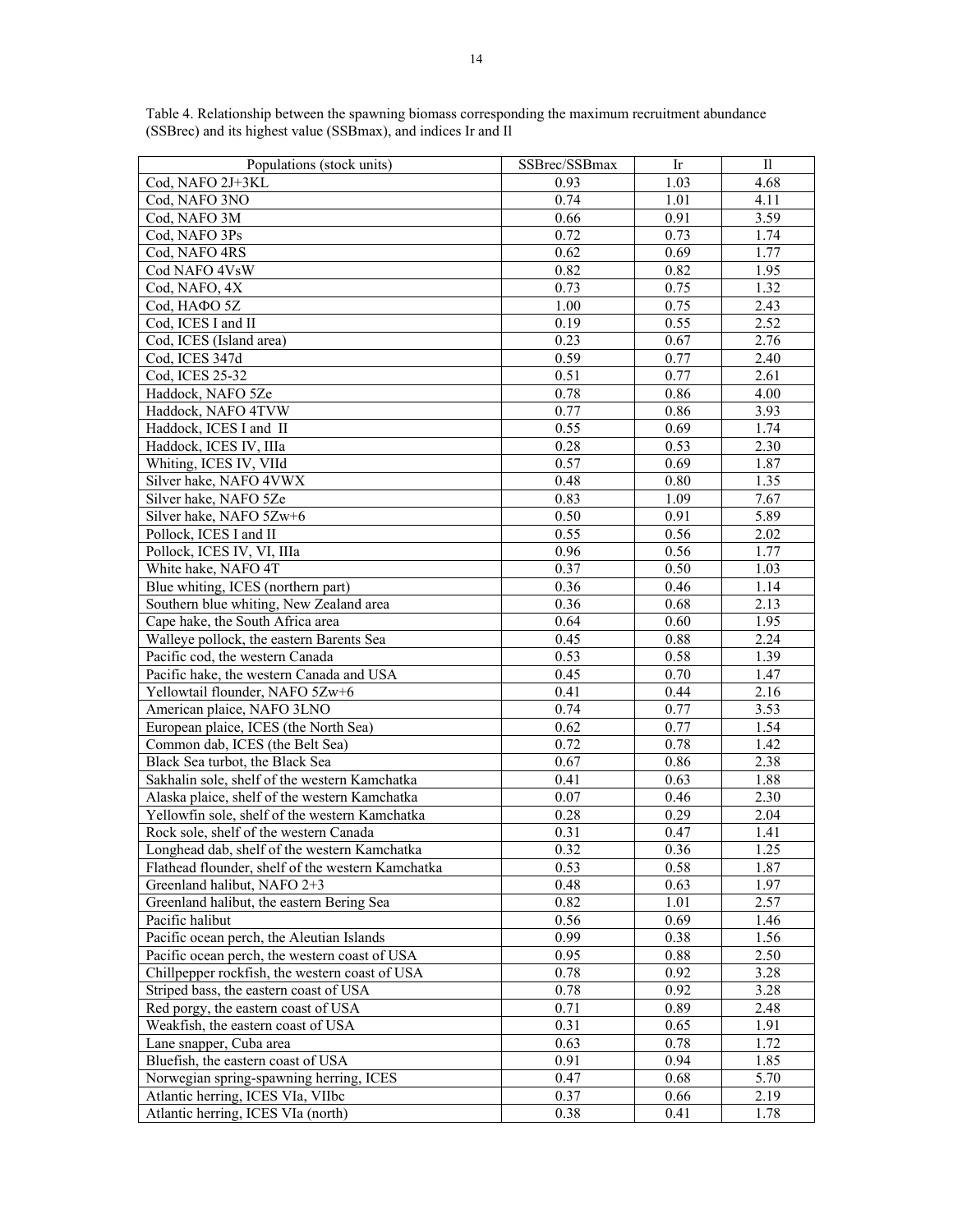Table 4. Relationship between the spawning biomass corresponding the maximum recruitment abundance (SSBrec) and its highest value (SSBmax), and indices Ir and Il

| Populations (stock units) | SSBrec/SSBmax | Ir | Il |
|---|---|---|---|
| Cod, NAFO 2J+3KL | 0.93 | 1.03 | 4.68 |
| Cod, NAFO 3NO | 0.74 | 1.01 | 4.11 |
| Cod, NAFO 3M | 0.66 | 0.91 | 3.59 |
| Cod, NAFO 3Ps | 0.72 | 0.73 | 1.74 |
| Cod, NAFO 4RS | 0.62 | 0.69 | 1.77 |
| Cod NAFO 4VsW | 0.82 | 0.82 | 1.95 |
| Cod, NAFO, 4X | 0.73 | 0.75 | 1.32 |
| Cod, НАФО 5Z | 1.00 | 0.75 | 2.43 |
| Cod, ICES I and II | 0.19 | 0.55 | 2.52 |
| Cod, ICES (Island area) | 0.23 | 0.67 | 2.76 |
| Cod, ICES 347d | 0.59 | 0.77 | 2.40 |
| Cod, ICES 25-32 | 0.51 | 0.77 | 2.61 |
| Haddock, NAFO 5Ze | 0.78 | 0.86 | 4.00 |
| Haddock, NAFO 4TVW | 0.77 | 0.86 | 3.93 |
| Haddock, ICES I and II | 0.55 | 0.69 | 1.74 |
| Haddock, ICES IV, IIIa | 0.28 | 0.53 | 2.30 |
| Whiting, ICES IV, VIId | 0.57 | 0.69 | 1.87 |
| Silver hake, NAFO 4VWX | 0.48 | 0.80 | 1.35 |
| Silver hake, NAFO 5Ze | 0.83 | 1.09 | 7.67 |
| Silver hake, NAFO 5Zw+6 | 0.50 | 0.91 | 5.89 |
| Pollock, ICES I and II | 0.55 | 0.56 | 2.02 |
| Pollock, ICES IV, VI, IIIa | 0.96 | 0.56 | 1.77 |
| White hake, NAFO 4T | 0.37 | 0.50 | 1.03 |
| Blue whiting, ICES (northern part) | 0.36 | 0.46 | 1.14 |
| Southern blue whiting, New Zealand area | 0.36 | 0.68 | 2.13 |
| Cape hake, the South Africa area | 0.64 | 0.60 | 1.95 |
| Walleye pollock, the eastern Barents Sea | 0.45 | 0.88 | 2.24 |
| Pacific cod, the western Canada | 0.53 | 0.58 | 1.39 |
| Pacific hake, the western Canada and USA | 0.45 | 0.70 | 1.47 |
| Yellowtail flounder, NAFO 5Zw+6 | 0.41 | 0.44 | 2.16 |
| American plaice, NAFO 3LNO | 0.74 | 0.77 | 3.53 |
| European plaice, ICES (the North Sea) | 0.62 | 0.77 | 1.54 |
| Common dab, ICES (the Belt Sea) | 0.72 | 0.78 | 1.42 |
| Black Sea turbot, the Black Sea | 0.67 | 0.86 | 2.38 |
| Sakhalin sole, shelf of the western Kamchatka | 0.41 | 0.63 | 1.88 |
| Alaska plaice, shelf of the western Kamchatka | 0.07 | 0.46 | 2.30 |
| Yellowfin sole, shelf of the western Kamchatka | 0.28 | 0.29 | 2.04 |
| Rock sole, shelf of the western Canada | 0.31 | 0.47 | 1.41 |
| Longhead dab, shelf of the western Kamchatka | 0.32 | 0.36 | 1.25 |
| Flathead flounder, shelf of the western Kamchatka | 0.53 | 0.58 | 1.87 |
| Greenland halibut, NAFO 2+3 | 0.48 | 0.63 | 1.97 |
| Greenland halibut, the eastern Bering Sea | 0.82 | 1.01 | 2.57 |
| Pacific halibut | 0.56 | 0.69 | 1.46 |
| Pacific ocean perch, the Aleutian Islands | 0.99 | 0.38 | 1.56 |
| Pacific ocean perch, the western coast of USA | 0.95 | 0.88 | 2.50 |
| Chillpepper rockfish, the western coast of USA | 0.78 | 0.92 | 3.28 |
| Striped bass, the eastern coast of USA | 0.78 | 0.92 | 3.28 |
| Red porgy, the eastern coast of USA | 0.71 | 0.89 | 2.48 |
| Weakfish, the eastern coast of USA | 0.31 | 0.65 | 1.91 |
| Lane snapper, Cuba area | 0.63 | 0.78 | 1.72 |
| Bluefish, the eastern coast of USA | 0.91 | 0.94 | 1.85 |
| Norwegian spring-spawning herring, ICES | 0.47 | 0.68 | 5.70 |
| Atlantic herring, ICES VIa, VIIbc | 0.37 | 0.66 | 2.19 |
| Atlantic herring, ICES VIa (north) | 0.38 | 0.41 | 1.78 |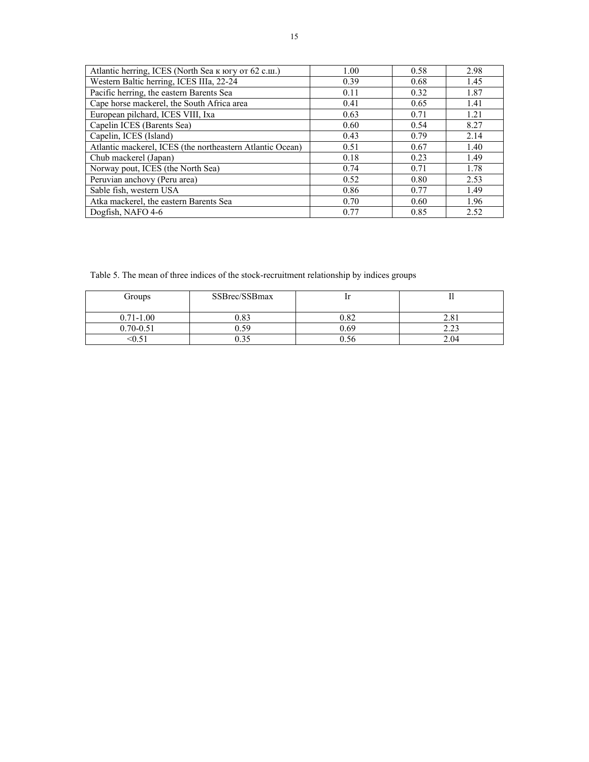| | | | |
|---|---|---|---|
| Atlantic herring, ICES (North Sea к югу от 62 с.ш.) | 1.00 | 0.58 | 2.98 |
| Western Baltic herring, ICES IIIa, 22-24 | 0.39 | 0.68 | 1.45 |
| Pacific herring, the eastern Barents Sea | 0.11 | 0.32 | 1.87 |
| Cape horse mackerel, the South Africa area | 0.41 | 0.65 | 1.41 |
| European pilchard, ICES VIII, Ixa | 0.63 | 0.71 | 1.21 |
| Capelin ICES (Barents Sea) | 0.60 | 0.54 | 8.27 |
| Capelin, ICES (Island) | 0.43 | 0.79 | 2.14 |
| Atlantic mackerel, ICES (the northeastern Atlantic Ocean) | 0.51 | 0.67 | 1.40 |
| Chub mackerel (Japan) | 0.18 | 0.23 | 1.49 |
| Norway pout, ICES (the North Sea) | 0.74 | 0.71 | 1.78 |
| Peruvian anchovy (Peru area) | 0.52 | 0.80 | 2.53 |
| Sable fish, western USA | 0.86 | 0.77 | 1.49 |
| Atka mackerel, the eastern Barents Sea | 0.70 | 0.60 | 1.96 |
| Dogfish, NAFO 4-6 | 0.77 | 0.85 | 2.52 |

Table 5. The mean of three indices of the stock-recruitment relationship by indices groups

| Groups | SSBrec/SSBmax | Ir | Il |
|---|---|---|---|
| 0.71-1.00 | 0.83 | 0.82 | 2.81 |
| 0.70-0.51 | 0.59 | 0.69 | 2.23 |
| <0.51 | 0.35 | 0.56 | 2.04 |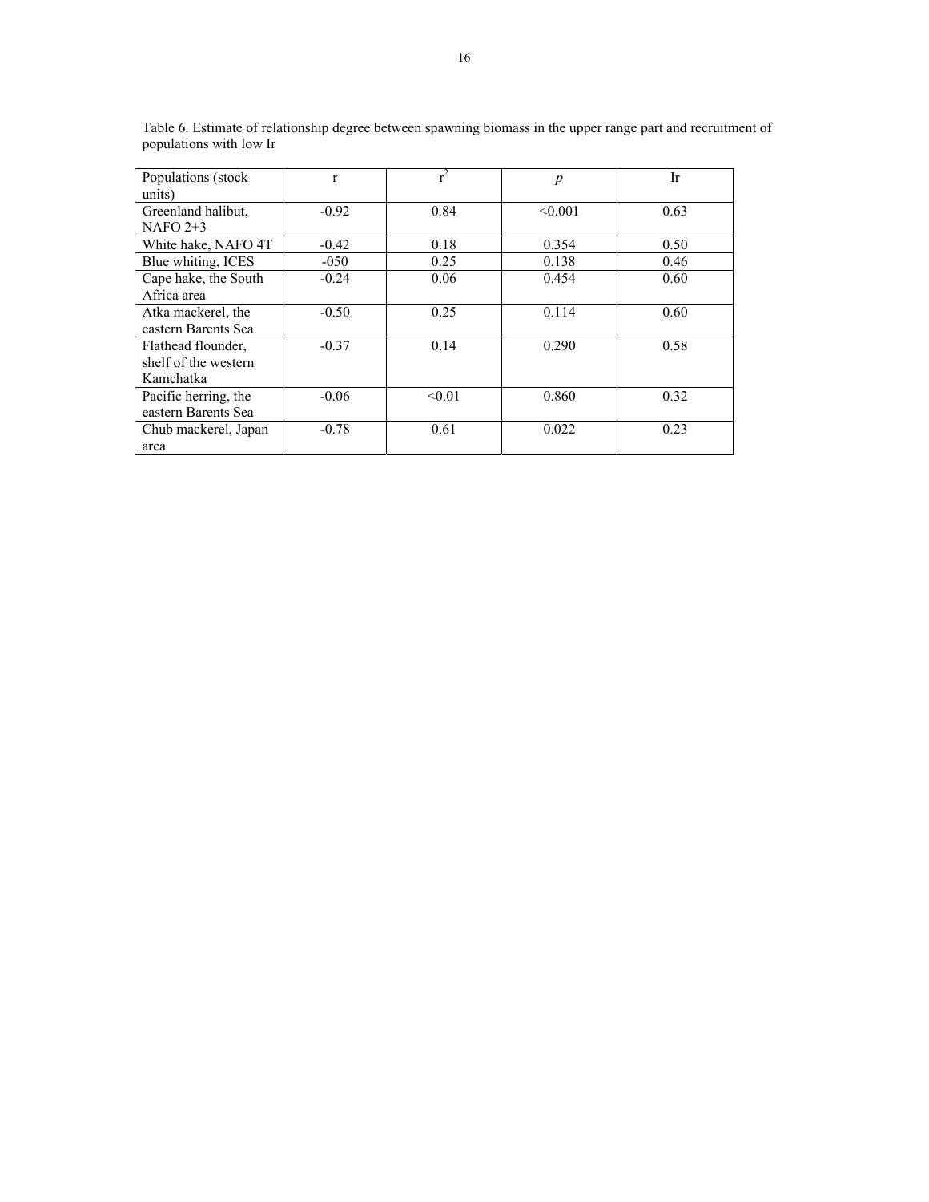Table 6. Estimate of relationship degree between spawning biomass in the upper range part and recruitment of populations with low Ir

| Populations (stock units) | r | $r^2$ | *p* | Ir |
|---|---|---|---|---|
| Greenland halibut, NAFO 2+3 | -0.92 | 0.84 | <0.001 | 0.63 |
| White hake, NAFO 4T | -0.42 | 0.18 | 0.354 | 0.50 |
| Blue whiting, ICES | -050 | 0.25 | 0.138 | 0.46 |
| Cape hake, the South Africa area | -0.24 | 0.06 | 0.454 | 0.60 |
| Atka mackerel, the eastern Barents Sea | -0.50 | 0.25 | 0.114 | 0.60 |
| Flathead flounder, shelf of the western Kamchatka | -0.37 | 0.14 | 0.290 | 0.58 |
| Pacific herring, the eastern Barents Sea | -0.06 | <0.01 | 0.860 | 0.32 |
| Chub mackerel, Japan area | -0.78 | 0.61 | 0.022 | 0.23 |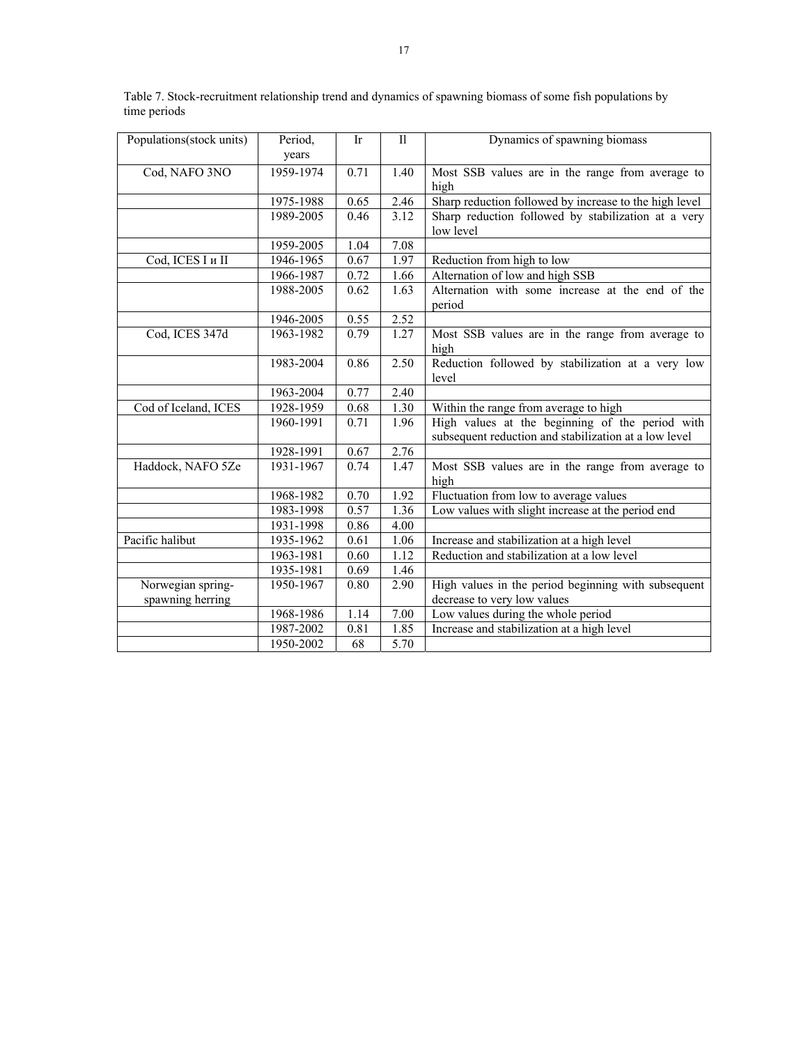Table 7. Stock-recruitment relationship trend and dynamics of spawning biomass of some fish populations by time periods

| Populations(stock units) | Period, years | Ir | Il | Dynamics of spawning biomass |
|---|---|---|---|---|
| Cod, NAFO 3NO | 1959-1974 | 0.71 | 1.40 | Most SSB values are in the range from average to high |
| | 1975-1988 | 0.65 | 2.46 | Sharp reduction followed by increase to the high level |
| | 1989-2005 | 0.46 | 3.12 | Sharp reduction followed by stabilization at a very low level |
| | 1959-2005 | 1.04 | 7.08 | |
| Cod, ICES I и II | 1946-1965 | 0.67 | 1.97 | Reduction from high to low |
| | 1966-1987 | 0.72 | 1.66 | Alternation of low and high SSB |
| | 1988-2005 | 0.62 | 1.63 | Alternation with some increase at the end of the period |
| | 1946-2005 | 0.55 | 2.52 | |
| Cod, ICES 347d | 1963-1982 | 0.79 | 1.27 | Most SSB values are in the range from average to high |
| | 1983-2004 | 0.86 | 2.50 | Reduction followed by stabilization at a very low level |
| | 1963-2004 | 0.77 | 2.40 | |
| Cod of Iceland, ICES | 1928-1959 | 0.68 | 1.30 | Within the range from average to high |
| | 1960-1991 | 0.71 | 1.96 | High values at the beginning of the period with subsequent reduction and stabilization at a low level |
| | 1928-1991 | 0.67 | 2.76 | |
| Haddock, NAFO 5Ze | 1931-1967 | 0.74 | 1.47 | Most SSB values are in the range from average to high |
| | 1968-1982 | 0.70 | 1.92 | Fluctuation from low to average values |
| | 1983-1998 | 0.57 | 1.36 | Low values with slight increase at the period end |
| | 1931-1998 | 0.86 | 4.00 | |
| Pacific halibut | 1935-1962 | 0.61 | 1.06 | Increase and stabilization at a high level |
| | 1963-1981 | 0.60 | 1.12 | Reduction and stabilization at a low level |
| | 1935-1981 | 0.69 | 1.46 | |
| Norwegian spring-spawning herring | 1950-1967 | 0.80 | 2.90 | High values in the period beginning with subsequent decrease to very low values |
| | 1968-1986 | 1.14 | 7.00 | Low values during the whole period |
| | 1987-2002 | 0.81 | 1.85 | Increase and stabilization at a high level |
| | 1950-2002 | 68 | 5.70 | |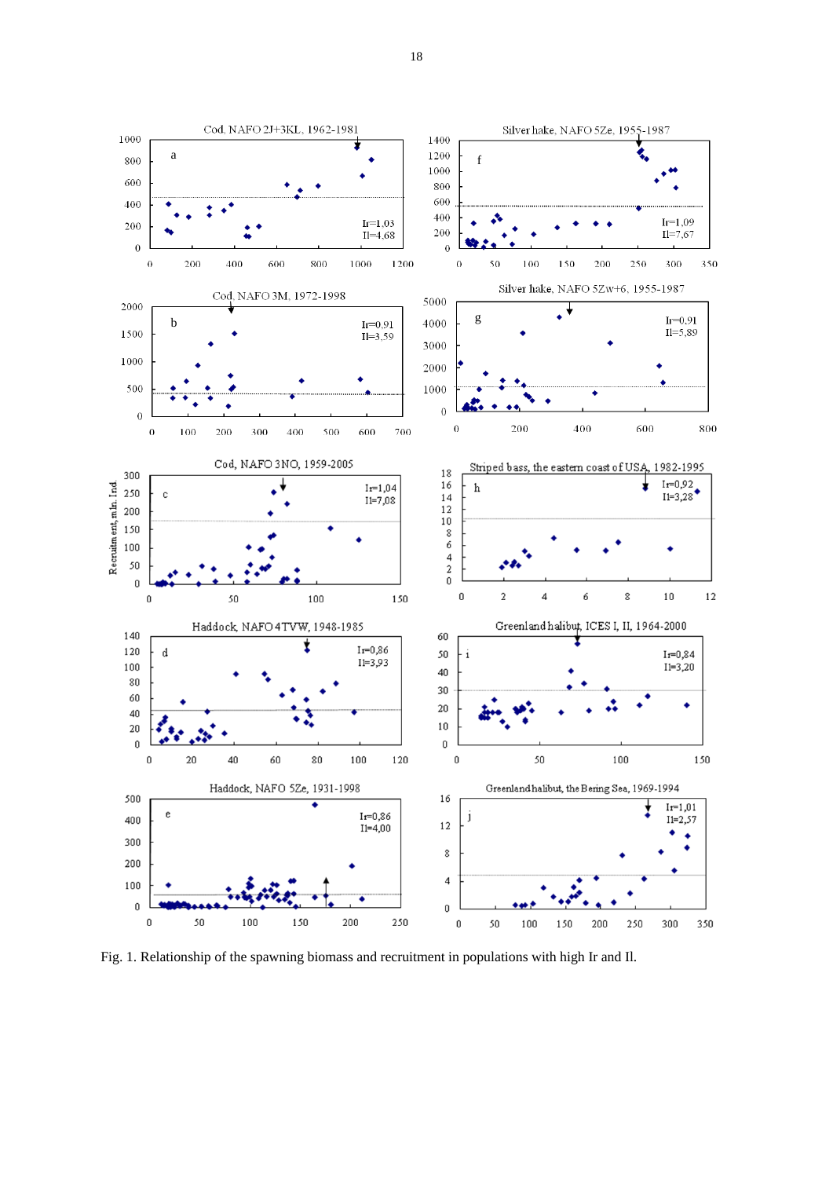Fig. 1. Relationship of the spawning biomass and recruitment in populations with high Ir and Il.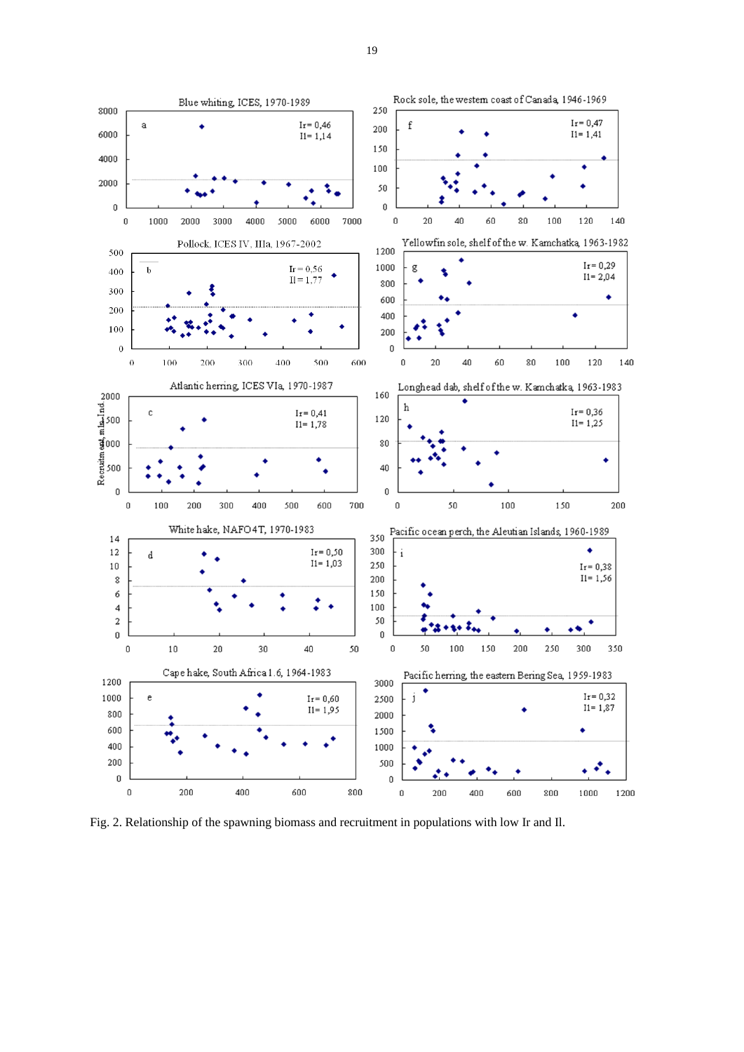Fig. 2. Relationship of the spawning biomass and recruitment in populations with low Ir and Il.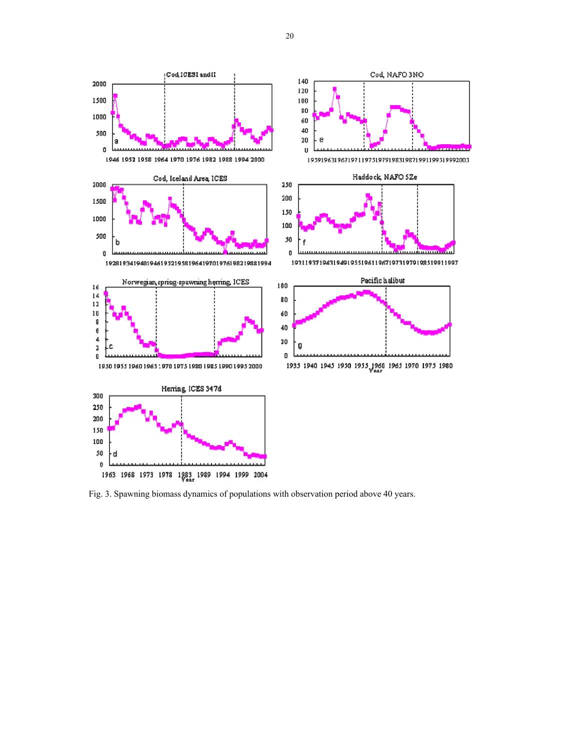Cod, ICES I and II

2000
1500
1000
500
0

a

1946 1952 1958 1964 1970 1976 1982 1988 1994 2000

Cod, NAFO 3NO

140
120
100
80
60
40
20
0

e

1959 1963 1967 1971 1975 1979 1983 1987 1991 1995 1999 2003

Cod, Iceland Area, ICES

2000
1500
1000
500
0

b

1928 1934 1940 1946 1952 1958 1964 1970 1976 1982 1988 1994

Haddock, NAFO 5Ze

250
200
150
100
50
0

f

1931 1937 1943 1949 1955 1961 1967 1973 1979 1985 1991 1997

Norwegian, spring-spawning herring, ICES

16
14
12
10
8
6
4
2
0

c

1950 1955 1960 1965 1970 1975 1980 1985 1990 1995 2000

Pacific halibut

100
80
60
40
20
0

g

1935 1940 1945 1950 1955 1960 1965 1970 1975 1980

Year

Herring, ICES 347d

300
250
200
150
100
50
0

d

1963 1968 1973 1978 1983 1989 1994 1999 2004

Year

Fig. 3. Spawning biomass dynamics of populations with observation period above 40 years.